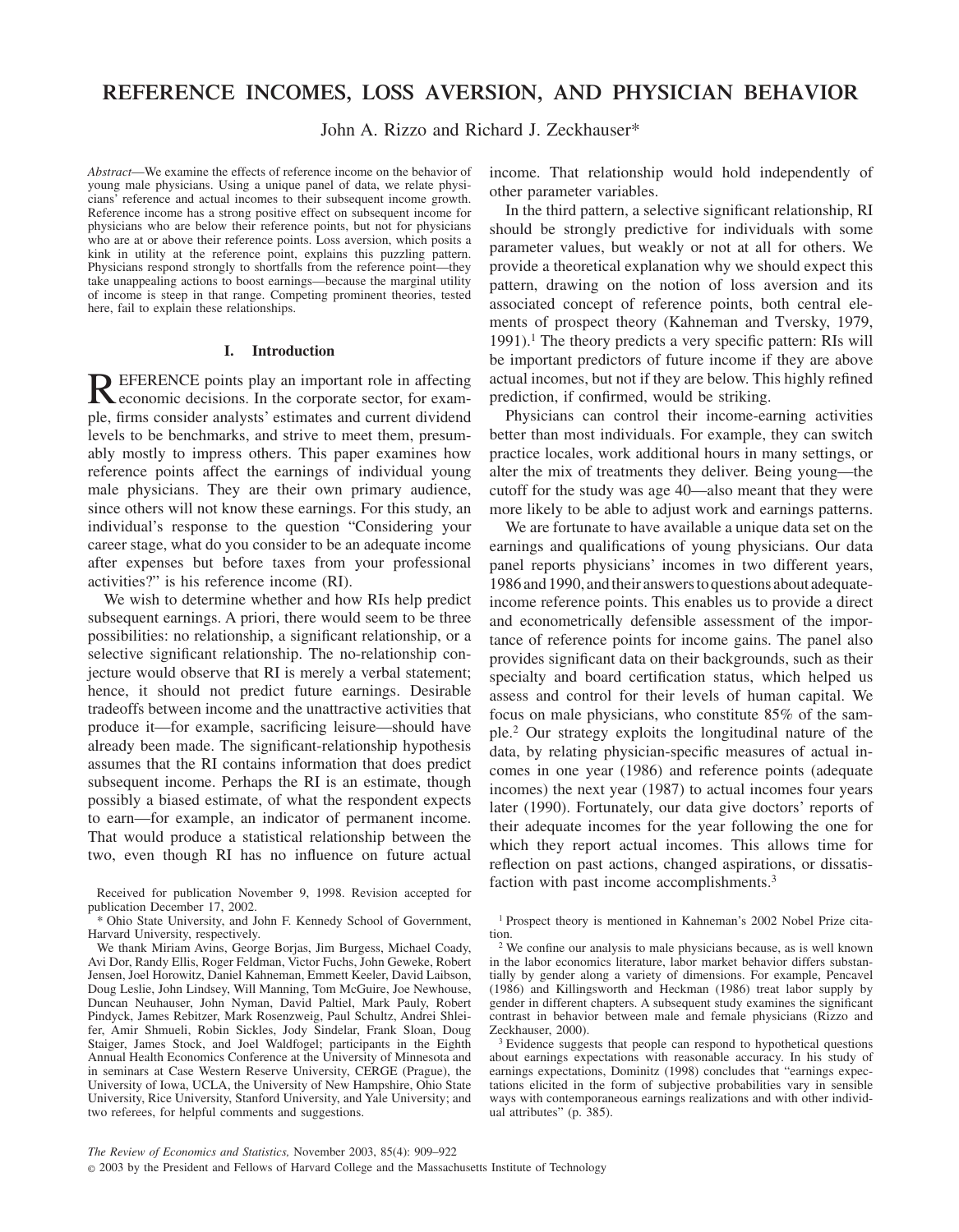# REFERENCE INCOMES, LOSS AVERSION, AND PHYSICIAN BEHAVIOR

John A. Rizzo and Richard J. Zeckhauser*

*Abstract*—We examine the effects of reference income on the behavior of young male physicians. Using a unique panel of data, we relate physicians' reference and actual incomes to their subsequent income growth. Reference income has a strong positive effect on subsequent income for physicians who are below their reference points, but not for physicians who are at or above their reference points. Loss aversion, which posits a kink in utility at the reference point, explains this puzzling pattern. Physicians respond strongly to shortfalls from the reference point—they take unappealing actions to boost earnings—because the marginal utility of income is steep in that range. Competing prominent theories, tested here, fail to explain these relationships.

## I. Introduction

REFERENCE points play an important role in affecting economic decisions. In the corporate sector, for example, firms consider analysts' estimates and current dividend levels to be benchmarks, and strive to meet them, presumably mostly to impress others. This paper examines how reference points affect the earnings of individual young male physicians. They are their own primary audience, since others will not know these earnings. For this study, an individual's response to the question "Considering your career stage, what do you consider to be an adequate income after expenses but before taxes from your professional activities?" is his reference income (RI).

We wish to determine whether and how RIs help predict subsequent earnings. A priori, there would seem to be three possibilities: no relationship, a significant relationship, or a selective significant relationship. The no-relationship conjecture would observe that RI is merely a verbal statement; hence, it should not predict future earnings. Desirable tradeoffs between income and the unattractive activities that produce it—for example, sacrificing leisure—should have already been made. The significant-relationship hypothesis assumes that the RI contains information that does predict subsequent income. Perhaps the RI is an estimate, though possibly a biased estimate, of what the respondent expects to earn—for example, an indicator of permanent income. That would produce a statistical relationship between the two, even though RI has no influence on future actual income. That relationship would hold independently of other parameter variables.

In the third pattern, a selective significant relationship, RI should be strongly predictive for individuals with some parameter values, but weakly or not at all for others. We provide a theoretical explanation why we should expect this pattern, drawing on the notion of loss aversion and its associated concept of reference points, both central elements of prospect theory (Kahneman and Tversky, 1979, 1991).[1] The theory predicts a very specific pattern: RIs will be important predictors of future income if they are above actual incomes, but not if they are below. This highly refined prediction, if confirmed, would be striking.

Physicians can control their income-earning activities better than most individuals. For example, they can switch practice locales, work additional hours in many settings, or alter the mix of treatments they deliver. Being young—the cutoff for the study was age 40—also meant that they were more likely to be able to adjust work and earnings patterns.

We are fortunate to have available a unique data set on the earnings and qualifications of young physicians. Our data panel reports physicians' incomes in two different years, 1986 and 1990, and their answers to questions about adequate-income reference points. This enables us to provide a direct and econometrically defensible assessment of the importance of reference points for income gains. The panel also provides significant data on their backgrounds, such as their specialty and board certification status, which helped us assess and control for their levels of human capital. We focus on male physicians, who constitute 85% of the sample.[2] Our strategy exploits the longitudinal nature of the data, by relating physician-specific measures of actual incomes in one year (1986) and reference points (adequate incomes) the next year (1987) to actual incomes four years later (1990). Fortunately, our data give doctors' reports of their adequate incomes for the year following the one for which they report actual incomes. This allows time for reflection on past actions, changed aspirations, or dissatisfaction with past income accomplishments.[3]

---

Received for publication November 9, 1998. Revision accepted for publication December 17, 2002.

\* Ohio State University, and John F. Kennedy School of Government, Harvard University, respectively.

We thank Miriam Avins, George Borjas, Jim Burgess, Michael Coady, Avi Dor, Randy Ellis, Roger Feldman, Victor Fuchs, John Geweke, Robert Jensen, Joel Horowitz, Daniel Kahneman, Emmett Keeler, David Laibson, Doug Leslie, John Lindsey, Will Manning, Tom McGuire, Joe Newhouse, Duncan Neuhauser, John Nyman, David Paltiel, Mark Pauly, Robert Pindyck, James Rebitzer, Mark Rosenzweig, Paul Schultz, Andrei Shleifer, Amir Shmueli, Robin Sickles, Jody Sindelar, Frank Sloan, Doug Staiger, James Stock, and Joel Waldfogel; participants in the Eighth Annual Health Economics Conference at the University of Minnesota and in seminars at Case Western Reserve University, CERGE (Prague), the University of Iowa, UCLA, the University of New Hampshire, Ohio State University, Rice University, Stanford University, and Yale University; and two referees, for helpful comments and suggestions.

[1] Prospect theory is mentioned in Kahneman's 2002 Nobel Prize citation.

[2] We confine our analysis to male physicians because, as is well known in the labor economics literature, labor market behavior differs substantially by gender along a variety of dimensions. For example, Pencavel (1986) and Killingsworth and Heckman (1986) treat labor supply by gender in different chapters. A subsequent study examines the significant contrast in behavior between male and female physicians (Rizzo and Zeckhauser, 2000).

[3] Evidence suggests that people can respond to hypothetical questions about earnings expectations with reasonable accuracy. In his study of earnings expectations, Dominitz (1998) concludes that "earnings expectations elicited in the form of subjective probabilities vary in sensible ways with contemporaneous earnings realizations and with other individual attributes" (p. 385).

*The Review of Economics and Statistics,* November 2003, 85(4): 909–922

© 2003 by the President and Fellows of Harvard College and the Massachusetts Institute of Technology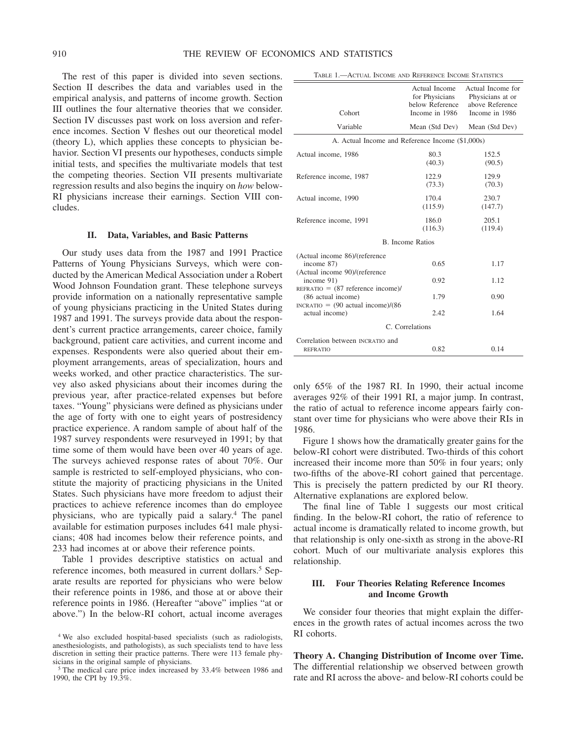The rest of this paper is divided into seven sections. Section II describes the data and variables used in the empirical analysis, and patterns of income growth. Section III outlines the four alternative theories that we consider. Section IV discusses past work on loss aversion and reference incomes. Section V fleshes out our theoretical model (theory L), which applies these concepts to physician behavior. Section VI presents our hypotheses, conducts simple initial tests, and specifies the multivariate models that test the competing theories. Section VII presents multivariate regression results and also begins the inquiry on *how* below-RI physicians increase their earnings. Section VIII concludes.

## II. Data, Variables, and Basic Patterns

Our study uses data from the 1987 and 1991 Practice Patterns of Young Physicians Surveys, which were conducted by the American Medical Association under a Robert Wood Johnson Foundation grant. These telephone surveys provide information on a nationally representative sample of young physicians practicing in the United States during 1987 and 1991. The surveys provide data about the respondent's current practice arrangements, career choice, family background, patient care activities, and current income and expenses. Respondents were also queried about their employment arrangements, areas of specialization, hours and weeks worked, and other practice characteristics. The survey also asked physicians about their incomes during the previous year, after practice-related expenses but before taxes. "Young" physicians were defined as physicians under the age of forty with one to eight years of postresidency practice experience. A random sample of about half of the 1987 survey respondents were resurveyed in 1991; by that time some of them would have been over 40 years of age. The surveys achieved response rates of about 70%. Our sample is restricted to self-employed physicians, who constitute the majority of practicing physicians in the United States. Such physicians have more freedom to adjust their practices to achieve reference incomes than do employee physicians, who are typically paid a salary.[4] The panel available for estimation purposes includes 641 male physicians; 408 had incomes below their reference points, and 233 had incomes at or above their reference points.

Table 1 provides descriptive statistics on actual and reference incomes, both measured in current dollars.[5] Separate results are reported for physicians who were below their reference points in 1986, and those at or above their reference points in 1986. (Hereafter "above" implies "at or above.") In the below-RI cohort, actual income averages only 65% of the 1987 RI. In 1990, their actual income averages 92% of their 1991 RI, a major jump. In contrast, the ratio of actual to reference income appears fairly constant over time for physicians who were above their RIs in 1986.

TABLE 1.—ACTUAL INCOME AND REFERENCE INCOME STATISTICS

| Cohort | Actual Income for Physicians below Reference Income in 1986 | Actual Income for Physicians at or above Reference Income in 1986 |
|---|---|---|
| Variable | Mean (Std Dev) | Mean (Std Dev) |
| A. Actual Income and Reference Income ($1,000s) | | |
| Actual income, 1986 | 80.3 (40.3) | 152.5 (90.5) |
| Reference income, 1987 | 122.9 (73.3) | 129.9 (70.3) |
| Actual income, 1990 | 170.4 (115.9) | 230.7 (147.7) |
| Reference income, 1991 | 186.0 (116.3) | 205.1 (119.4) |
| B. Income Ratios | | |
| (Actual income 86)/(reference income 87) | 0.65 | 1.17 |
| (Actual income 90)/(reference income 91) | 0.92 | 1.12 |
| REFRATIO = (87 reference income)/(86 actual income) | 1.79 | 0.90 |
| INCRATIO = (90 actual income)/(86 actual income) | 2.42 | 1.64 |
| C. Correlations | | |
| Correlation between INCRATIO and REFRATIO | 0.82 | 0.14 |

Figure 1 shows how the dramatically greater gains for the below-RI cohort were distributed. Two-thirds of this cohort increased their income more than 50% in four years; only two-fifths of the above-RI cohort gained that percentage. This is precisely the pattern predicted by our RI theory. Alternative explanations are explored below.

The final line of Table 1 suggests our most critical finding. In the below-RI cohort, the ratio of reference to actual income is dramatically related to income growth, but that relationship is only one-sixth as strong in the above-RI cohort. Much of our multivariate analysis explores this relationship.

## III. Four Theories Relating Reference Incomes and Income Growth

We consider four theories that might explain the differences in the growth rates of actual incomes across the two RI cohorts.

**Theory A. Changing Distribution of Income over Time.** The differential relationship we observed between growth rate and RI across the above- and below-RI cohorts could be

[4] We also excluded hospital-based specialists (such as radiologists, anesthesiologists, and pathologists), as such specialists tend to have less discretion in setting their practice patterns. There were 113 female physicians in the original sample of physicians.

[5] The medical care price index increased by 33.4% between 1986 and 1990, the CPI by 19.3%.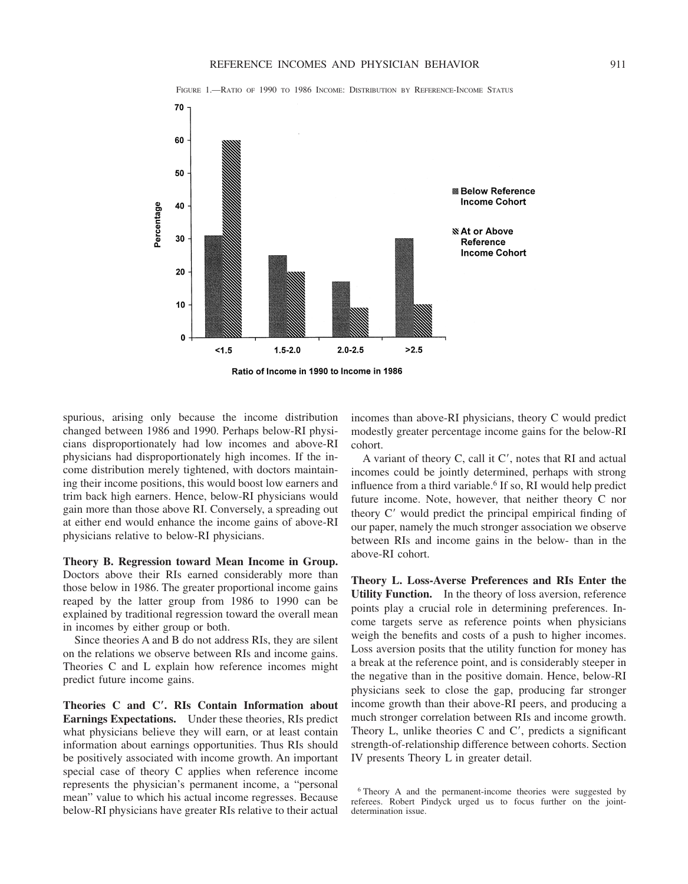FIGURE 1.—RATIO OF 1990 TO 1986 INCOME: DISTRIBUTION BY REFERENCE-INCOME STATUS

| Ratio of Income in 1990 to Income in 1986 | Below Reference Income Cohort (%) | At or Above Reference Income Cohort (%) |
| --- | --- | --- |
| <1.5 | 31 | 60 |
| 1.5-2.0 | 25 | 20 |
| 2.0-2.5 | 17 | 9 |
| >2.5 | 30 | 10 |

spurious, arising only because the income distribution changed between 1986 and 1990. Perhaps below-RI physicians disproportionately had low incomes and above-RI physicians had disproportionately high incomes. If the income distribution merely tightened, with doctors maintaining their income positions, this would boost low earners and trim back high earners. Hence, below-RI physicians would gain more than those above RI. Conversely, a spreading out at either end would enhance the income gains of above-RI physicians relative to below-RI physicians.

**Theory B. Regression toward Mean Income in Group.** Doctors above their RIs earned considerably more than those below in 1986. The greater proportional income gains reaped by the latter group from 1986 to 1990 can be explained by traditional regression toward the overall mean in incomes by either group or both.

Since theories A and B do not address RIs, they are silent on the relations we observe between RIs and income gains. Theories C and L explain how reference incomes might predict future income gains.

**Theories C and C′. RIs Contain Information about Earnings Expectations.** Under these theories, RIs predict what physicians believe they will earn, or at least contain information about earnings opportunities. Thus RIs should be positively associated with income growth. An important special case of theory C applies when reference income represents the physician's permanent income, a "personal mean" value to which his actual income regresses. Because below-RI physicians have greater RIs relative to their actual incomes than above-RI physicians, theory C would predict modestly greater percentage income gains for the below-RI cohort.

A variant of theory C, call it C′, notes that RI and actual incomes could be jointly determined, perhaps with strong influence from a third variable.[6] If so, RI would help predict future income. Note, however, that neither theory C nor theory C′ would predict the principal empirical finding of our paper, namely the much stronger association we observe between RIs and income gains in the below- than in the above-RI cohort.

**Theory L. Loss-Averse Preferences and RIs Enter the Utility Function.** In the theory of loss aversion, reference points play a crucial role in determining preferences. Income targets serve as reference points when physicians weigh the benefits and costs of a push to higher incomes. Loss aversion posits that the utility function for money has a break at the reference point, and is considerably steeper in the negative than in the positive domain. Hence, below-RI physicians seek to close the gap, producing far stronger income growth than their above-RI peers, and producing a much stronger correlation between RIs and income growth. Theory L, unlike theories C and C′, predicts a significant strength-of-relationship difference between cohorts. Section IV presents Theory L in greater detail.

[6] Theory A and the permanent-income theories were suggested by referees. Robert Pindyck urged us to focus further on the joint-determination issue.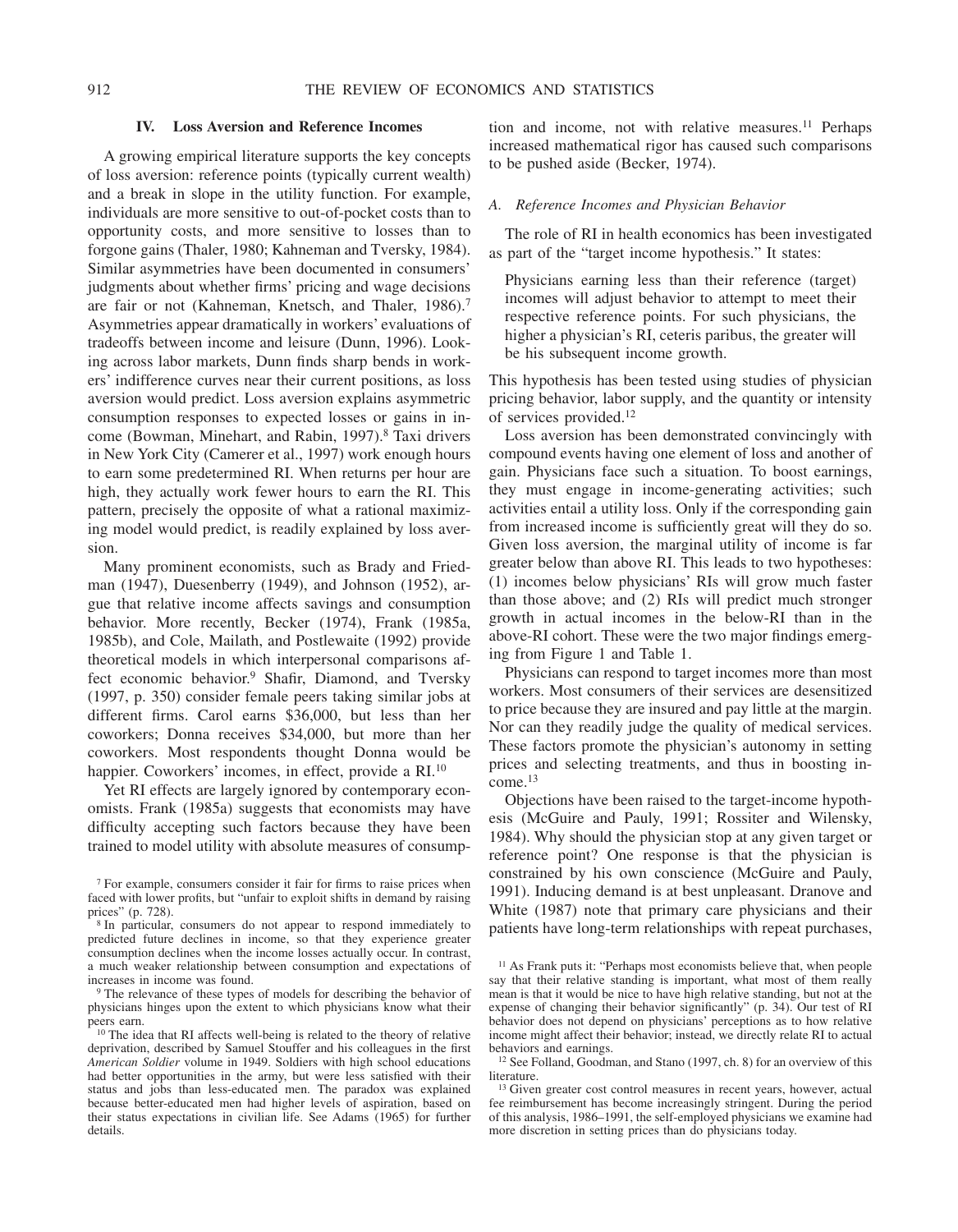## IV. Loss Aversion and Reference Incomes

A growing empirical literature supports the key concepts of loss aversion: reference points (typically current wealth) and a break in slope in the utility function. For example, individuals are more sensitive to out-of-pocket costs than to opportunity costs, and more sensitive to losses than to forgone gains (Thaler, 1980; Kahneman and Tversky, 1984). Similar asymmetries have been documented in consumers' judgments about whether firms' pricing and wage decisions are fair or not (Kahneman, Knetsch, and Thaler, 1986).[7] Asymmetries appear dramatically in workers' evaluations of tradeoffs between income and leisure (Dunn, 1996). Looking across labor markets, Dunn finds sharp bends in workers' indifference curves near their current positions, as loss aversion would predict. Loss aversion explains asymmetric consumption responses to expected losses or gains in income (Bowman, Minehart, and Rabin, 1997).[8] Taxi drivers in New York City (Camerer et al., 1997) work enough hours to earn some predetermined RI. When returns per hour are high, they actually work fewer hours to earn the RI. This pattern, precisely the opposite of what a rational maximizing model would predict, is readily explained by loss aversion.

Many prominent economists, such as Brady and Friedman (1947), Duesenberry (1949), and Johnson (1952), argue that relative income affects savings and consumption behavior. More recently, Becker (1974), Frank (1985a, 1985b), and Cole, Mailath, and Postlewaite (1992) provide theoretical models in which interpersonal comparisons affect economic behavior.[9] Shafir, Diamond, and Tversky (1997, p. 350) consider female peers taking similar jobs at different firms. Carol earns $36,000, but less than her coworkers; Donna receives $34,000, but more than her coworkers. Most respondents thought Donna would be happier. Coworkers' incomes, in effect, provide a RI.[10]

Yet RI effects are largely ignored by contemporary economists. Frank (1985a) suggests that economists may have difficulty accepting such factors because they have been trained to model utility with absolute measures of consumption and income, not with relative measures.[11] Perhaps increased mathematical rigor has caused such comparisons to be pushed aside (Becker, 1974).

### A. Reference Incomes and Physician Behavior

The role of RI in health economics has been investigated as part of the "target income hypothesis." It states:

> Physicians earning less than their reference (target) incomes will adjust behavior to attempt to meet their respective reference points. For such physicians, the higher a physician's RI, ceteris paribus, the greater will be his subsequent income growth.

This hypothesis has been tested using studies of physician pricing behavior, labor supply, and the quantity or intensity of services provided.[12]

Loss aversion has been demonstrated convincingly with compound events having one element of loss and another of gain. Physicians face such a situation. To boost earnings, they must engage in income-generating activities; such activities entail a utility loss. Only if the corresponding gain from increased income is sufficiently great will they do so. Given loss aversion, the marginal utility of income is far greater below than above RI. This leads to two hypotheses: (1) incomes below physicians' RIs will grow much faster than those above; and (2) RIs will predict much stronger growth in actual incomes in the below-RI than in the above-RI cohort. These were the two major findings emerging from Figure 1 and Table 1.

Physicians can respond to target incomes more than most workers. Most consumers of their services are desensitized to price because they are insured and pay little at the margin. Nor can they readily judge the quality of medical services. These factors promote the physician's autonomy in setting prices and selecting treatments, and thus in boosting income.[13]

Objections have been raised to the target-income hypothesis (McGuire and Pauly, 1991; Rossiter and Wilensky, 1984). Why should the physician stop at any given target or reference point? One response is that the physician is constrained by his own conscience (McGuire and Pauly, 1991). Inducing demand is at best unpleasant. Dranove and White (1987) note that primary care physicians and their patients have long-term relationships with repeat purchases,

---

[7] For example, consumers consider it fair for firms to raise prices when faced with lower profits, but "unfair to exploit shifts in demand by raising prices" (p. 728).

[8] In particular, consumers do not appear to respond immediately to predicted future declines in income, so that they experience greater consumption declines when the income losses actually occur. In contrast, a much weaker relationship between consumption and expectations of increases in income was found.

[9] The relevance of these types of models for describing the behavior of physicians hinges upon the extent to which physicians know what their peers earn.

[10] The idea that RI affects well-being is related to the theory of relative deprivation, described by Samuel Stouffer and his colleagues in the first *American Soldier* volume in 1949. Soldiers with high school educations had better opportunities in the army, but were less satisfied with their status and jobs than less-educated men. The paradox was explained because better-educated men had higher levels of aspiration, based on their status expectations in civilian life. See Adams (1965) for further details.

[11] As Frank puts it: "Perhaps most economists believe that, when people say that their relative standing is important, what most of them really mean is that it would be nice to have high relative standing, but not at the expense of changing their behavior significantly" (p. 34). Our test of RI behavior does not depend on physicians' perceptions as to how relative income might affect their behavior; instead, we directly relate RI to actual behaviors and earnings.

[12] See Folland, Goodman, and Stano (1997, ch. 8) for an overview of this literature.

[13] Given greater cost control measures in recent years, however, actual fee reimbursement has become increasingly stringent. During the period of this analysis, 1986–1991, the self-employed physicians we examine had more discretion in setting prices than do physicians today.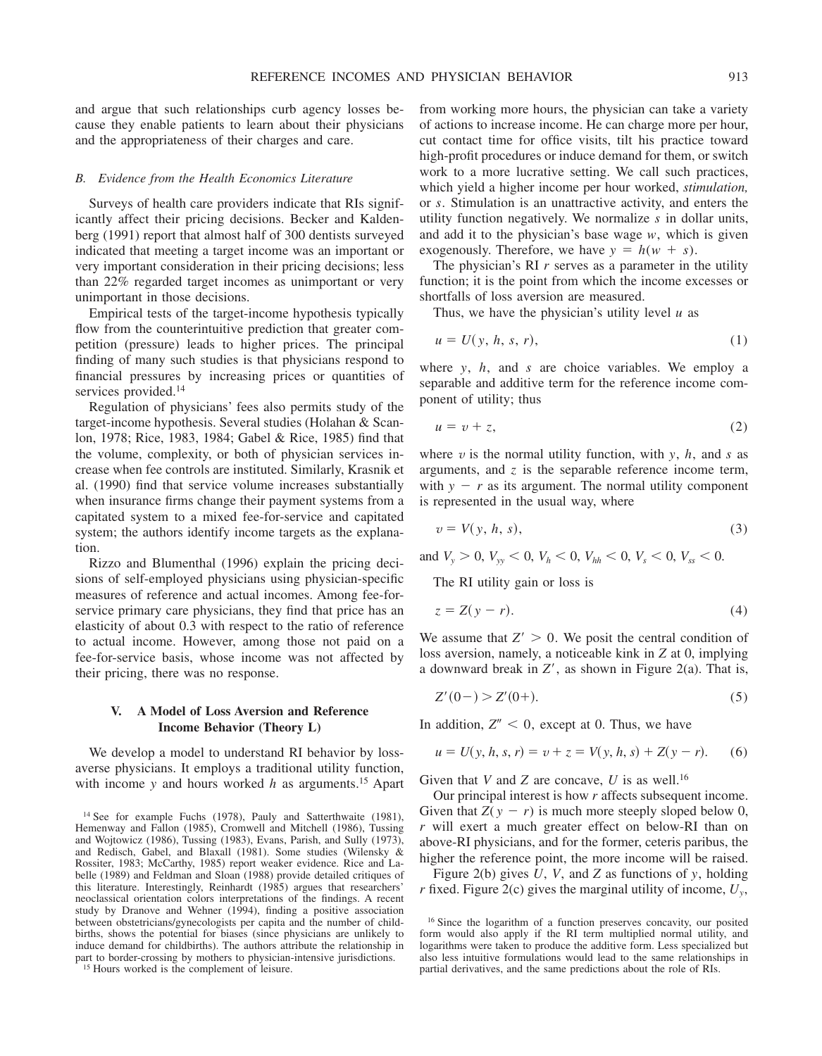and argue that such relationships curb agency losses because they enable patients to learn about their physicians and the appropriateness of their charges and care.

### B. Evidence from the Health Economics Literature

Surveys of health care providers indicate that RIs significantly affect their pricing decisions. Becker and Kaldenberg (1991) report that almost half of 300 dentists surveyed indicated that meeting a target income was an important or very important consideration in their pricing decisions; less than 22% regarded target incomes as unimportant or very unimportant in those decisions.

Empirical tests of the target-income hypothesis typically flow from the counterintuitive prediction that greater competition (pressure) leads to higher prices. The principal finding of many such studies is that physicians respond to financial pressures by increasing prices or quantities of services provided.[14]

Regulation of physicians' fees also permits study of the target-income hypothesis. Several studies (Holahan & Scanlon, 1978; Rice, 1983, 1984; Gabel & Rice, 1985) find that the volume, complexity, or both of physician services increase when fee controls are instituted. Similarly, Krasnik et al. (1990) find that service volume increases substantially when insurance firms change their payment systems from a capitated system to a mixed fee-for-service and capitated system; the authors identify income targets as the explanation.

Rizzo and Blumenthal (1996) explain the pricing decisions of self-employed physicians using physician-specific measures of reference and actual incomes. Among fee-for-service primary care physicians, they find that price has an elasticity of about 0.3 with respect to the ratio of reference to actual income. However, among those not paid on a fee-for-service basis, whose income was not affected by their pricing, there was no response.

## V. A Model of Loss Aversion and Reference Income Behavior (Theory L)

We develop a model to understand RI behavior by loss-averse physicians. It employs a traditional utility function, with income $y$ and hours worked $h$ as arguments.[15] Apart from working more hours, the physician can take a variety of actions to increase income. He can charge more per hour, cut contact time for office visits, tilt his practice toward high-profit procedures or induce demand for them, or switch work to a more lucrative setting. We call such practices, which yield a higher income per hour worked, *stimulation,* or $s$. Stimulation is an unattractive activity, and enters the utility function negatively. We normalize $s$ in dollar units, and add it to the physician's base wage $w$, which is given exogenously. Therefore, we have $y = h(w + s)$.

The physician's RI $r$ serves as a parameter in the utility function; it is the point from which the income excesses or shortfalls of loss aversion are measured.

Thus, we have the physician's utility level $u$ as

$$u = U(y, h, s, r), \tag{1}$$

where $y$, $h$, and $s$ are choice variables. We employ a separable and additive term for the reference income component of utility; thus

$$u = v + z, \tag{2}$$

where $v$ is the normal utility function, with $y$, $h$, and $s$ as arguments, and $z$ is the separable reference income term, with $y - r$ as its argument. The normal utility component is represented in the usual way, where

$$v = V(y, h, s), \tag{3}$$

and $V_y > 0$, $V_{yy} < 0$, $V_h < 0$, $V_{hh} < 0$, $V_s < 0$, $V_{ss} < 0$.

The RI utility gain or loss is

$$z = Z(y - r). \tag{4}$$

We assume that $Z' > 0$. We posit the central condition of loss aversion, namely, a noticeable kink in $Z$ at 0, implying a downward break in $Z'$, as shown in Figure 2(a). That is,

$$Z'(0-) > Z'(0+). \tag{5}$$

In addition, $Z'' < 0$, except at 0. Thus, we have

$$u = U(y, h, s, r) = v + z = V(y, h, s) + Z(y - r). \tag{6}$$

Given that $V$ and $Z$ are concave, $U$ is as well.[16]

Our principal interest is how $r$ affects subsequent income. Given that $Z(y - r)$ is much more steeply sloped below 0, $r$ will exert a much greater effect on below-RI than on above-RI physicians, and for the former, ceteris paribus, the higher the reference point, the more income will be raised.

Figure 2(b) gives $U$, $V$, and $Z$ as functions of $y$, holding $r$ fixed. Figure 2(c) gives the marginal utility of income, $U_y$,

---

[14] See for example Fuchs (1978), Pauly and Satterthwaite (1981), Hemenway and Fallon (1985), Cromwell and Mitchell (1986), Tussing and Wojtowicz (1986), Tussing (1983), Evans, Parish, and Sully (1973), and Redisch, Gabel, and Blaxall (1981). Some studies (Wilensky & Rossiter, 1983; McCarthy, 1985) report weaker evidence. Rice and Labelle (1989) and Feldman and Sloan (1988) provide detailed critiques of this literature. Interestingly, Reinhardt (1985) argues that researchers' neoclassical orientation colors interpretations of the findings. A recent study by Dranove and Wehner (1994), finding a positive association between obstetricians/gynecologists per capita and the number of childbirths, shows the potential for biases (since physicians are unlikely to induce demand for childbirths). The authors attribute the relationship in part to border-crossing by mothers to physician-intensive jurisdictions.

[15] Hours worked is the complement of leisure.

[16] Since the logarithm of a function preserves concavity, our posited form would also apply if the RI term multiplied normal utility, and logarithms were taken to produce the additive form. Less specialized but also less intuitive formulations would lead to the same relationships in partial derivatives, and the same predictions about the role of RIs.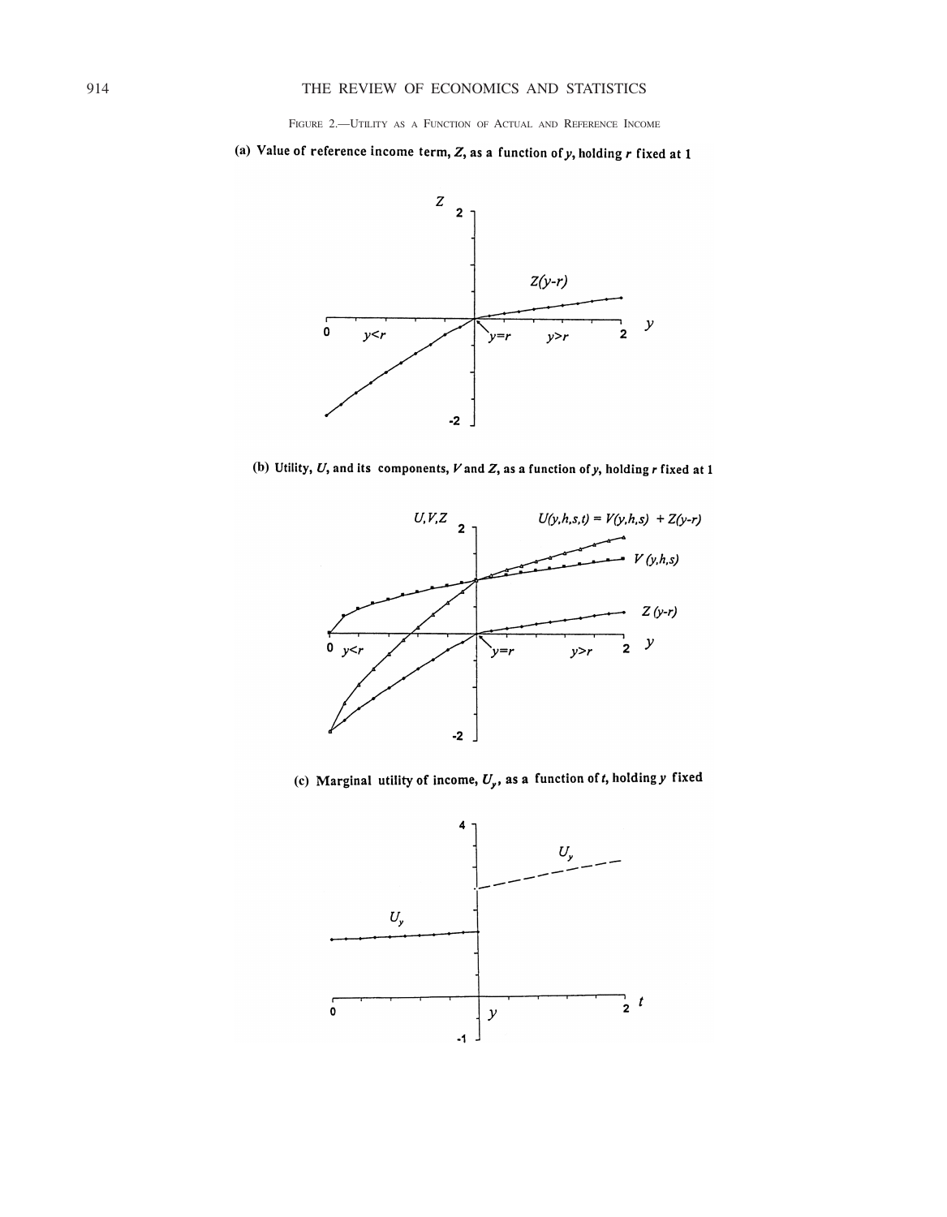FIGURE 2.—UTILITY AS A FUNCTION OF ACTUAL AND REFERENCE INCOME

**(a) Value of reference income term, $Z$, as a function of $y$, holding $r$ fixed at 1**

**(b) Utility, $U$, and its components, $V$ and $Z$, as a function of $y$, holding $r$ fixed at 1**

**(c) Marginal utility of income, $U_y$, as a function of $t$, holding $y$ fixed**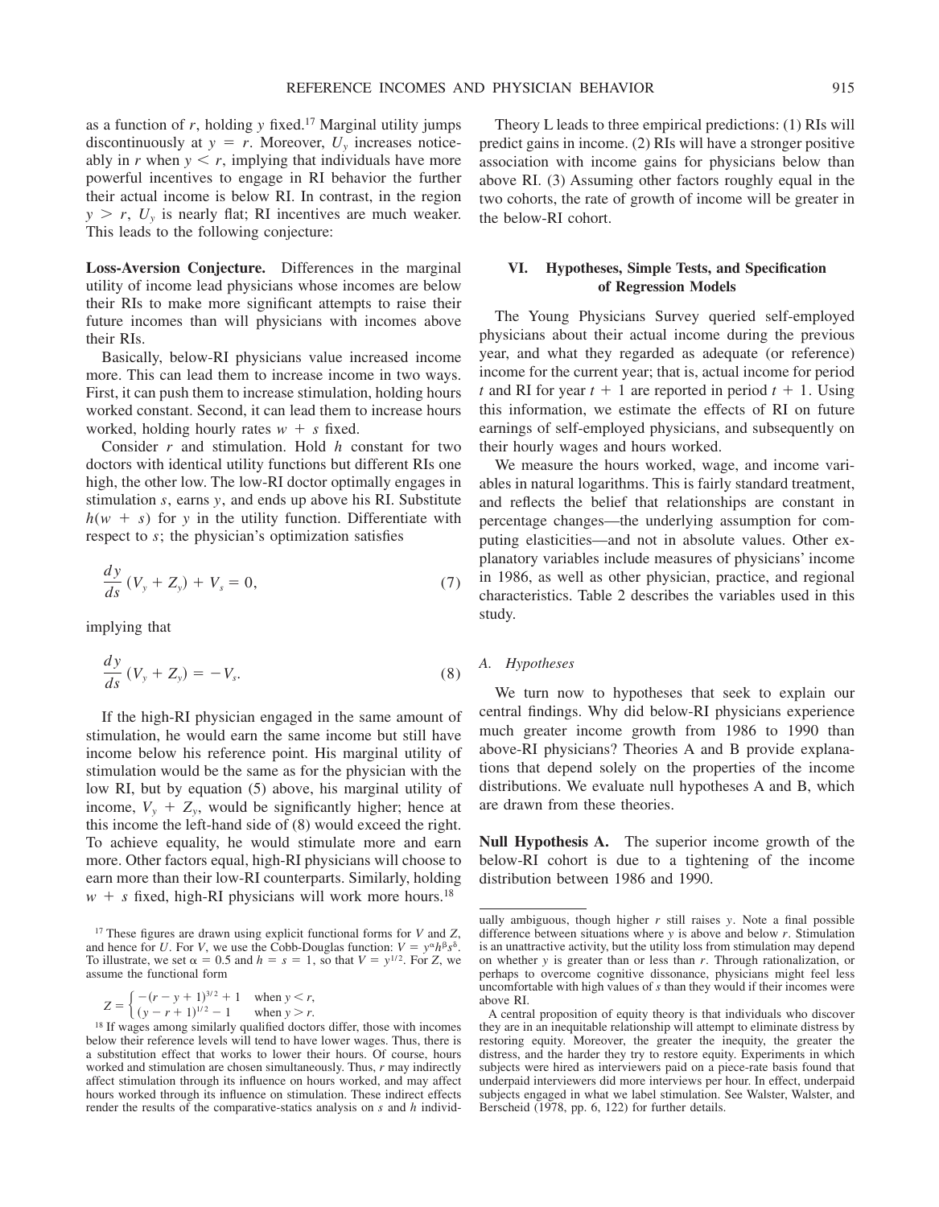as a function of $r$, holding $y$ fixed.[17] Marginal utility jumps discontinuously at $y = r$. Moreover, $U_y$ increases noticeably in $r$ when $y < r$, implying that individuals have more powerful incentives to engage in RI behavior the further their actual income is below RI. In contrast, in the region $y > r$, $U_y$ is nearly flat; RI incentives are much weaker. This leads to the following conjecture:

**Loss-Aversion Conjecture.** Differences in the marginal utility of income lead physicians whose incomes are below their RIs to make more significant attempts to raise their future incomes than will physicians with incomes above their RIs.

Basically, below-RI physicians value increased income more. This can lead them to increase income in two ways. First, it can push them to increase stimulation, holding hours worked constant. Second, it can lead them to increase hours worked, holding hourly rates $w + s$ fixed.

Consider $r$ and stimulation. Hold $h$ constant for two doctors with identical utility functions but different RIs one high, the other low. The low-RI doctor optimally engages in stimulation $s$, earns $y$, and ends up above his RI. Substitute $h(w + s)$ for $y$ in the utility function. Differentiate with respect to $s$; the physician's optimization satisfies

$$\frac{dy}{ds}(V_y + Z_y) + V_s = 0, \tag{7}$$

implying that

$$\frac{dy}{ds}(V_y + Z_y) = -V_s. \tag{8}$$

If the high-RI physician engaged in the same amount of stimulation, he would earn the same income but still have income below his reference point. His marginal utility of stimulation would be the same as for the physician with the low RI, but by equation (5) above, his marginal utility of income, $V_y + Z_y$, would be significantly higher; hence at this income the left-hand side of (8) would exceed the right. To achieve equality, he would stimulate more and earn more. Other factors equal, high-RI physicians will choose to earn more than their low-RI counterparts. Similarly, holding $w + s$ fixed, high-RI physicians will work more hours.[18]

Theory L leads to three empirical predictions: (1) RIs will predict gains in income. (2) RIs will have a stronger positive association with income gains for physicians below than above RI. (3) Assuming other factors roughly equal in the two cohorts, the rate of growth of income will be greater in the below-RI cohort.

## VI. Hypotheses, Simple Tests, and Specification of Regression Models

The Young Physicians Survey queried self-employed physicians about their actual income during the previous year, and what they regarded as adequate (or reference) income for the current year; that is, actual income for period $t$ and RI for year $t + 1$ are reported in period $t + 1$. Using this information, we estimate the effects of RI on future earnings of self-employed physicians, and subsequently on their hourly wages and hours worked.

We measure the hours worked, wage, and income variables in natural logarithms. This is fairly standard treatment, and reflects the belief that relationships are constant in percentage changes—the underlying assumption for computing elasticities—and not in absolute values. Other explanatory variables include measures of physicians' income in 1986, as well as other physician, practice, and regional characteristics. Table 2 describes the variables used in this study.

### *A. Hypotheses*

We turn now to hypotheses that seek to explain our central findings. Why did below-RI physicians experience much greater income growth from 1986 to 1990 than above-RI physicians? Theories A and B provide explanations that depend solely on the properties of the income distributions. We evaluate null hypotheses A and B, which are drawn from these theories.

**Null Hypothesis A.** The superior income growth of the below-RI cohort is due to a tightening of the income distribution between 1986 and 1990.

---

[17] These figures are drawn using explicit functional forms for $V$ and $Z$, and hence for $U$. For $V$, we use the Cobb-Douglas function: $V = y^{\alpha}h^{\beta}s^{\delta}$. To illustrate, we set $\alpha = 0.5$ and $h = s = 1$, so that $V = y^{1/2}$. For $Z$, we assume the functional form

$$Z = \begin{cases} -(r - y + 1)^{3/2} + 1 & \text{when } y < r, \\ (y - r + 1)^{1/2} - 1 & \text{when } y > r. \end{cases}$$

[18] If wages among similarly qualified doctors differ, those with incomes below their reference levels will tend to have lower wages. Thus, there is a substitution effect that works to lower their hours. Of course, hours worked and stimulation are chosen simultaneously. Thus, $r$ may indirectly affect stimulation through its influence on hours worked, and may affect hours worked through its influence on stimulation. These indirect effects render the results of the comparative-statics analysis on $s$ and $h$ individually ambiguous, though higher $r$ still raises $y$. Note a final possible difference between situations where $y$ is above and below $r$. Stimulation is an unattractive activity, but the utility loss from stimulation may depend on whether $y$ is greater than or less than $r$. Through rationalization, or perhaps to overcome cognitive dissonance, physicians might feel less uncomfortable with high values of $s$ than they would if their incomes were above RI.

A central proposition of equity theory is that individuals who discover they are in an inequitable relationship will attempt to eliminate distress by restoring equity. Moreover, the greater the inequity, the greater the distress, and the harder they try to restore equity. Experiments in which subjects were hired as interviewers paid on a piece-rate basis found that underpaid interviewers did more interviews per hour. In effect, underpaid subjects engaged in what we label stimulation. See Walster, Walster, and Berscheid (1978, pp. 6, 122) for further details.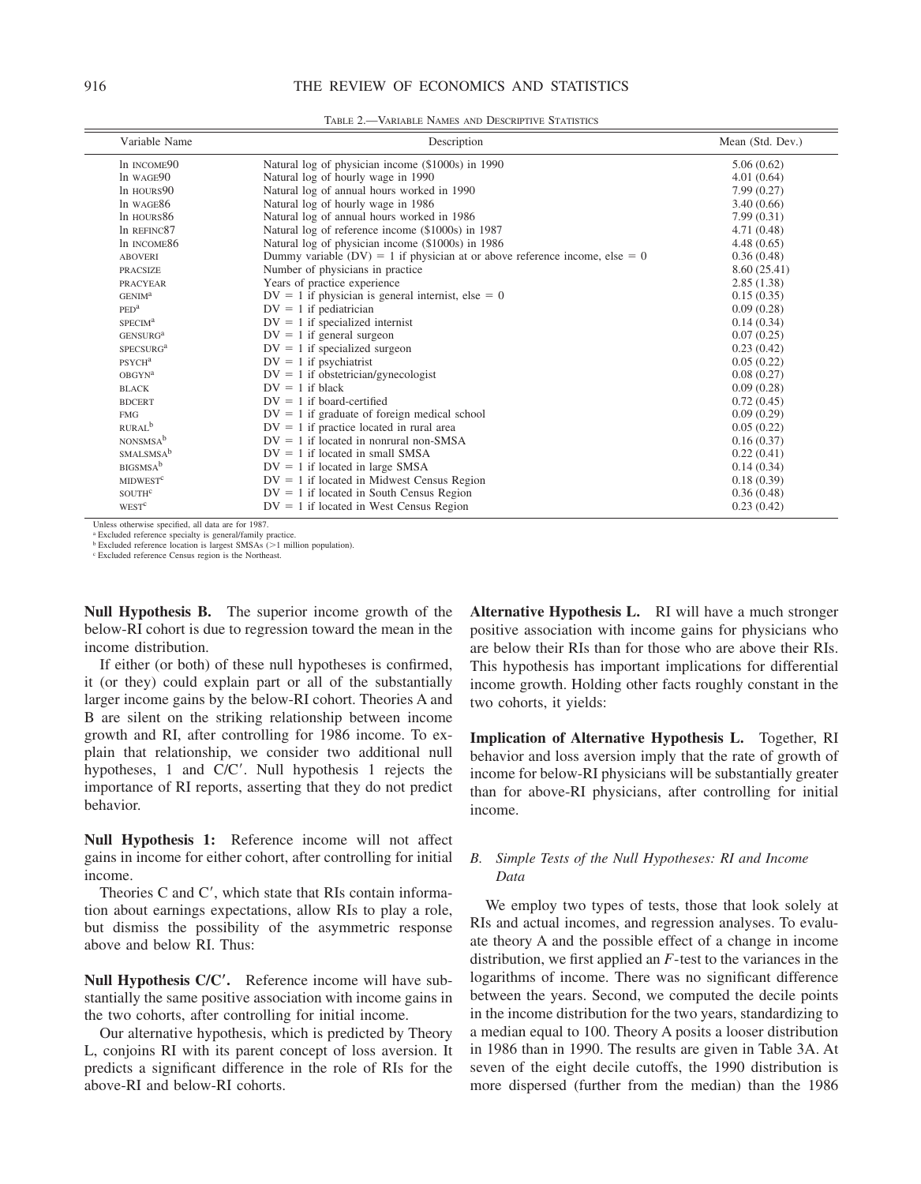TABLE 2.—VARIABLE NAMES AND DESCRIPTIVE STATISTICS

| Variable Name | Description | Mean (Std. Dev.) |
|---|---|---|
| ln INCOME90 | Natural log of physician income ($1000s) in 1990 | 5.06 (0.62) |
| ln WAGE90 | Natural log of hourly wage in 1990 | 4.01 (0.64) |
| ln HOURS90 | Natural log of annual hours worked in 1990 | 7.99 (0.27) |
| ln WAGE86 | Natural log of hourly wage in 1986 | 3.40 (0.66) |
| ln HOURS86 | Natural log of annual hours worked in 1986 | 7.99 (0.31) |
| ln REFINC87 | Natural log of reference income ($1000s) in 1987 | 4.71 (0.48) |
| ln INCOME86 | Natural log of physician income ($1000s) in 1986 | 4.48 (0.65) |
| ABOVERI | Dummy variable (DV) = 1 if physician at or above reference income, else = 0 | 0.36 (0.48) |
| PRACSIZE | Number of physicians in practice | 8.60 (25.41) |
| PRACYEAR | Years of practice experience | 2.85 (1.38) |
| GENIM[a] | DV = 1 if physician is general internist, else = 0 | 0.15 (0.35) |
| PED[a] | DV = 1 if pediatrician | 0.09 (0.28) |
| SPECIM[a] | DV = 1 if specialized internist | 0.14 (0.34) |
| GENSURG[a] | DV = 1 if general surgeon | 0.07 (0.25) |
| SPECSURG[a] | DV = 1 if specialized surgeon | 0.23 (0.42) |
| PSYCH[a] | DV = 1 if psychiatrist | 0.05 (0.22) |
| OBGYN[a] | DV = 1 if obstetrician/gynecologist | 0.08 (0.27) |
| BLACK | DV = 1 if black | 0.09 (0.28) |
| BDCERT | DV = 1 if board-certified | 0.72 (0.45) |
| FMG | DV = 1 if graduate of foreign medical school | 0.09 (0.29) |
| RURAL[b] | DV = 1 if practice located in rural area | 0.05 (0.22) |
| NONSMSA[b] | DV = 1 if located in nonrural non-SMSA | 0.16 (0.37) |
| SMALSMSA[b] | DV = 1 if located in small SMSA | 0.22 (0.41) |
| BIGSMSA[b] | DV = 1 if located in large SMSA | 0.14 (0.34) |
| MIDWEST[c] | DV = 1 if located in Midwest Census Region | 0.18 (0.39) |
| SOUTH[c] | DV = 1 if located in South Census Region | 0.36 (0.48) |
| WEST[c] | DV = 1 if located in West Census Region | 0.23 (0.42) |

Unless otherwise specified, all data are for 1987.
[a] Excluded reference specialty is general/family practice.
[b] Excluded reference location is largest SMSAs (>1 million population).
[c] Excluded reference Census region is the Northeast.

**Null Hypothesis B.** The superior income growth of the below-RI cohort is due to regression toward the mean in the income distribution.

If either (or both) of these null hypotheses is confirmed, it (or they) could explain part or all of the substantially larger income gains by the below-RI cohort. Theories A and B are silent on the striking relationship between income growth and RI, after controlling for 1986 income. To explain that relationship, we consider two additional null hypotheses, 1 and C/C′. Null hypothesis 1 rejects the importance of RI reports, asserting that they do not predict behavior.

**Null Hypothesis 1:** Reference income will not affect gains in income for either cohort, after controlling for initial income.

Theories C and C′, which state that RIs contain information about earnings expectations, allow RIs to play a role, but dismiss the possibility of the asymmetric response above and below RI. Thus:

**Null Hypothesis C/C′.** Reference income will have substantially the same positive association with income gains in the two cohorts, after controlling for initial income.

Our alternative hypothesis, which is predicted by Theory L, conjoins RI with its parent concept of loss aversion. It predicts a significant difference in the role of RIs for the above-RI and below-RI cohorts.

**Alternative Hypothesis L.** RI will have a much stronger positive association with income gains for physicians who are below their RIs than for those who are above their RIs. This hypothesis has important implications for differential income growth. Holding other facts roughly constant in the two cohorts, it yields:

**Implication of Alternative Hypothesis L.** Together, RI behavior and loss aversion imply that the rate of growth of income for below-RI physicians will be substantially greater than for above-RI physicians, after controlling for initial income.

### *B. Simple Tests of the Null Hypotheses: RI and Income Data*

We employ two types of tests, those that look solely at RIs and actual incomes, and regression analyses. To evaluate theory A and the possible effect of a change in income distribution, we first applied an $F$-test to the variances in the logarithms of income. There was no significant difference between the years. Second, we computed the decile points in the income distribution for the two years, standardizing to a median equal to 100. Theory A posits a looser distribution in 1986 than in 1990. The results are given in Table 3A. At seven of the eight decile cutoffs, the 1990 distribution is more dispersed (further from the median) than the 1986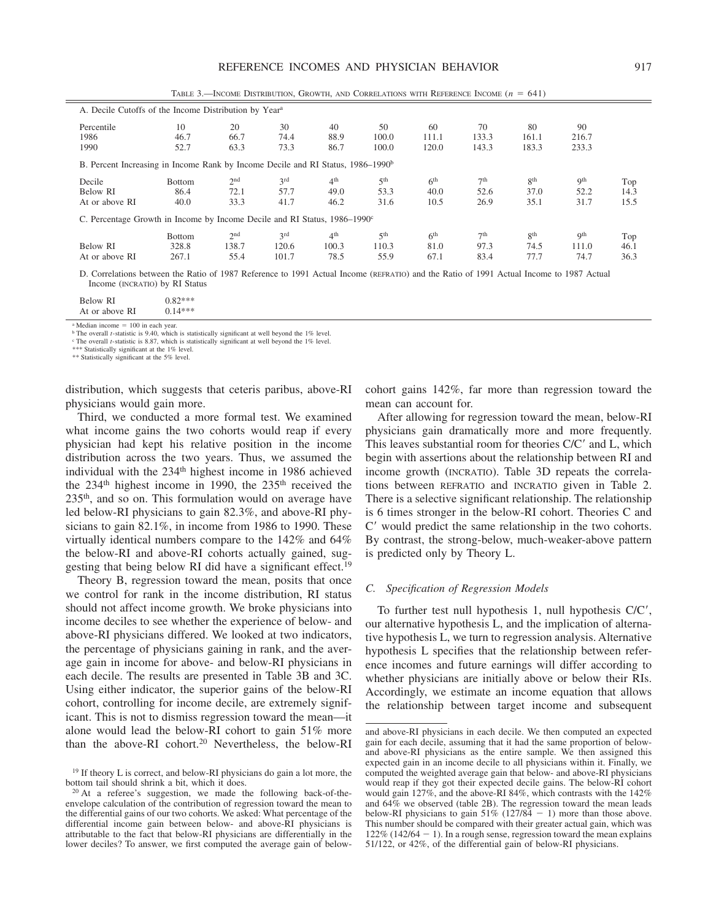TABLE 3.—INCOME DISTRIBUTION, GROWTH, AND CORRELATIONS WITH REFERENCE INCOME ($n$ = 641)

A. Decile Cutoffs of the Income Distribution by Year[a]

| Percentile | 10 | 20 | 30 | 40 | 50 | 60 | 70 | 80 | 90 |
|---|---|---|---|---|---|---|---|---|---|
| 1986 | 46.7 | 66.7 | 74.4 | 88.9 | 100.0 | 111.1 | 133.3 | 161.1 | 216.7 |
| 1990 | 52.7 | 63.3 | 73.3 | 86.7 | 100.0 | 120.0 | 143.3 | 183.3 | 233.3 |

B. Percent Increasing in Income Rank by Income Decile and RI Status, 1986–1990[b]

| Decile | Bottom | 2nd | 3rd | 4th | 5th | 6th | 7th | 8th | 9th | Top |
|---|---|---|---|---|---|---|---|---|---|---|
| Below RI | 86.4 | 72.1 | 57.7 | 49.0 | 53.3 | 40.0 | 52.6 | 37.0 | 52.2 | 14.3 |
| At or above RI | 40.0 | 33.3 | 41.7 | 46.2 | 31.6 | 10.5 | 26.9 | 35.1 | 31.7 | 15.5 |

C. Percentage Growth in Income by Income Decile and RI Status, 1986–1990[c]

| | Bottom | 2nd | 3rd | 4th | 5th | 6th | 7th | 8th | 9th | Top |
|---|---|---|---|---|---|---|---|---|---|---|
| Below RI | 328.8 | 138.7 | 120.6 | 100.3 | 110.3 | 81.0 | 97.3 | 74.5 | 111.0 | 46.1 |
| At or above RI | 267.1 | 55.4 | 101.7 | 78.5 | 55.9 | 67.1 | 83.4 | 77.7 | 74.7 | 36.3 |

D. Correlations between the Ratio of 1987 Reference to 1991 Actual Income (REFRATIO) and the Ratio of 1991 Actual Income to 1987 Actual Income (INCRATIO) by RI Status

| | |
|---|---|
| Below RI | 0.82*** |
| At or above RI | 0.14*** |

[a] Median income = 100 in each year.
[b] The overall $t$-statistic is 9.40, which is statistically significant at well beyond the 1% level.
[c] The overall $t$-statistic is 8.87, which is statistically significant at well beyond the 1% level.
*** Statistically significant at the 1% level.
** Statistically significant at the 5% level.

distribution, which suggests that ceteris paribus, above-RI physicians would gain more.

Third, we conducted a more formal test. We examined what income gains the two cohorts would reap if every physician had kept his relative position in the income distribution across the two years. Thus, we assumed the individual with the 234th highest income in 1986 achieved the 234th highest income in 1990, the 235th received the 235th, and so on. This formulation would on average have led below-RI physicians to gain 82.3%, and above-RI physicians to gain 82.1%, in income from 1986 to 1990. These virtually identical numbers compare to the 142% and 64% the below-RI and above-RI cohorts actually gained, suggesting that being below RI did have a significant effect.[19]

Theory B, regression toward the mean, posits that once we control for rank in the income distribution, RI status should not affect income growth. We broke physicians into income deciles to see whether the experience of below- and above-RI physicians differed. We looked at two indicators, the percentage of physicians gaining in rank, and the average gain in income for above- and below-RI physicians in each decile. The results are presented in Table 3B and 3C. Using either indicator, the superior gains of the below-RI cohort, controlling for income decile, are extremely significant. This is not to dismiss regression toward the mean—it alone would lead the below-RI cohort to gain 51% more than the above-RI cohort.[20] Nevertheless, the below-RI cohort gains 142%, far more than regression toward the mean can account for.

After allowing for regression toward the mean, below-RI physicians gain dramatically more and more frequently. This leaves substantial room for theories C/C′ and L, which begin with assertions about the relationship between RI and income growth (INCRATIO). Table 3D repeats the correlations between REFRATIO and INCRATIO given in Table 2. There is a selective significant relationship. The relationship is 6 times stronger in the below-RI cohort. Theories C and C′ would predict the same relationship in the two cohorts. By contrast, the strong-below, much-weaker-above pattern is predicted only by Theory L.

### *C. Specification of Regression Models*

To further test null hypothesis 1, null hypothesis C/C′, our alternative hypothesis L, and the implication of alternative hypothesis L, we turn to regression analysis. Alternative hypothesis L specifies that the relationship between reference incomes and future earnings will differ according to whether physicians are initially above or below their RIs. Accordingly, we estimate an income equation that allows the relationship between target income and subsequent

[19] If theory L is correct, and below-RI physicians do gain a lot more, the bottom tail should shrink a bit, which it does.

[20] At a referee's suggestion, we made the following back-of-the-envelope calculation of the contribution of regression toward the mean to the differential gains of our two cohorts. We asked: What percentage of the differential income gain between below- and above-RI physicians is attributable to the fact that below-RI physicians are differentially in the lower deciles? To answer, we first computed the average gain of below- and above-RI physicians in each decile. We then computed an expected gain for each decile, assuming that it had the same proportion of below- and above-RI physicians as the entire sample. We then assigned this expected gain in an income decile to all physicians within it. Finally, we computed the weighted average gain that below- and above-RI physicians would reap if they got their expected decile gains. The below-RI cohort would gain 127%, and the above-RI 84%, which contrasts with the 142% and 64% we observed (table 2B). The regression toward the mean leads below-RI physicians to gain 51% (127/84 − 1) more than those above. This number should be compared with their greater actual gain, which was 122% (142/64 − 1). In a rough sense, regression toward the mean explains 51/122, or 42%, of the differential gain of below-RI physicians.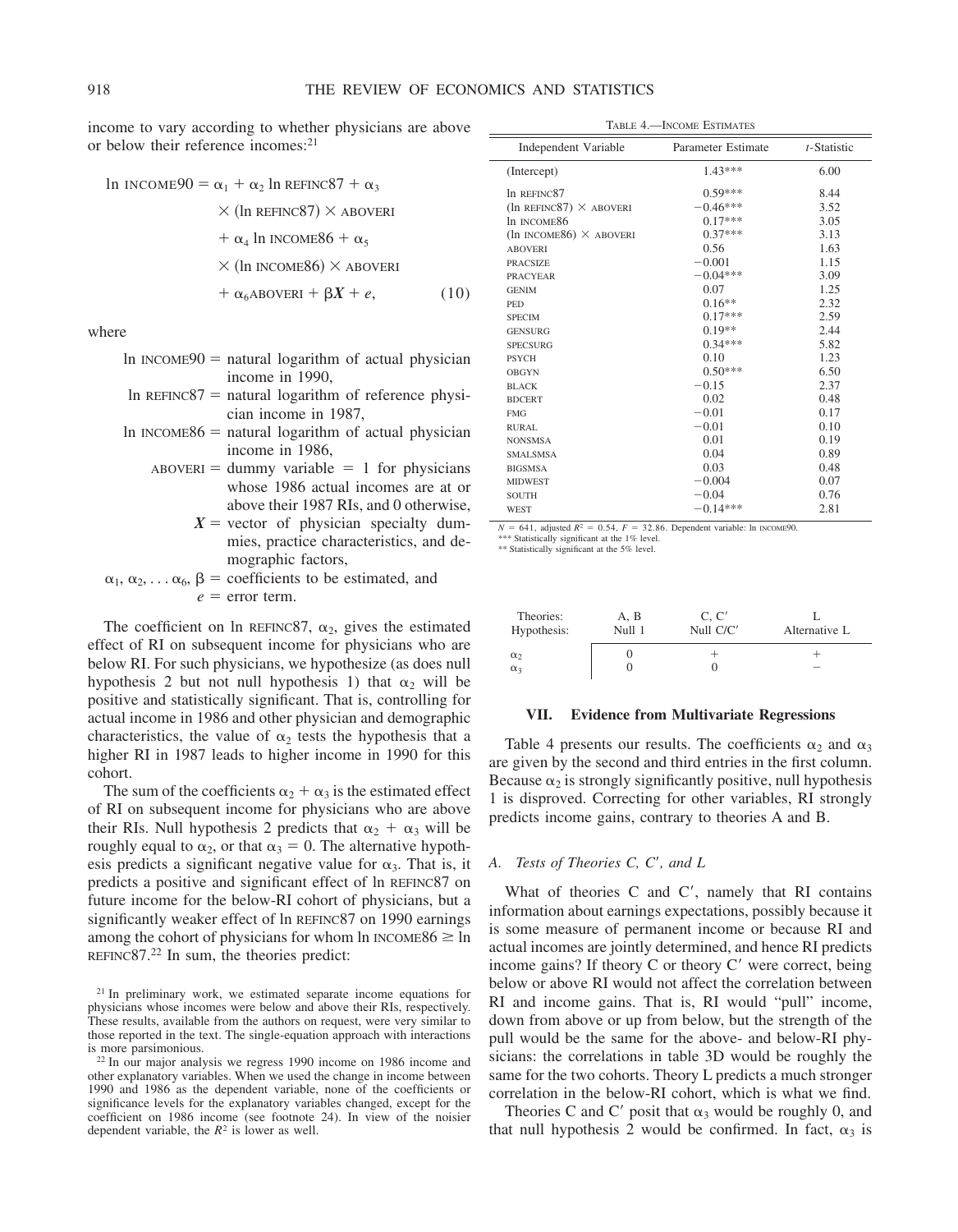income to vary according to whether physicians are above or below their reference incomes:[21]

$$\begin{aligned}\ln \text{INCOME90} = {} & \alpha_1 + \alpha_2 \ln \text{REFINC87} + \alpha_3 \\ & \times (\ln \text{REFINC87}) \times \text{ABOVERI} \\ & + \alpha_4 \ln \text{INCOME86} + \alpha_5 \\ & \times (\ln \text{INCOME86}) \times \text{ABOVERI} \\ & + \alpha_6 \text{ABOVERI} + \beta X + e, \qquad (10)\end{aligned}$$

where

- ln INCOME90 = natural logarithm of actual physician income in 1990,
- ln REFINC87 = natural logarithm of reference physician income in 1987,
- ln INCOME86 = natural logarithm of actual physician income in 1986,
- ABOVERI = dummy variable = 1 for physicians whose 1986 actual incomes are at or above their 1987 RIs, and 0 otherwise,
- $X$ = vector of physician specialty dummies, practice characteristics, and demographic factors,
- $\alpha_1, \alpha_2, \ldots \alpha_6, \beta$ = coefficients to be estimated, and
- $e$ = error term.

The coefficient on ln REFINC87, $\alpha_2$, gives the estimated effect of RI on subsequent income for physicians who are below RI. For such physicians, we hypothesize (as does null hypothesis 2 but not null hypothesis 1) that $\alpha_2$ will be positive and statistically significant. That is, controlling for actual income in 1986 and other physician and demographic characteristics, the value of $\alpha_2$ tests the hypothesis that a higher RI in 1987 leads to higher income in 1990 for this cohort.

The sum of the coefficients $\alpha_2 + \alpha_3$ is the estimated effect of RI on subsequent income for physicians who are above their RIs. Null hypothesis 2 predicts that $\alpha_2 + \alpha_3$ will be roughly equal to $\alpha_2$, or that $\alpha_3 = 0$. The alternative hypothesis predicts a significant negative value for $\alpha_3$. That is, it predicts a positive and significant effect of ln REFINC87 on future income for the below-RI cohort of physicians, but a significantly weaker effect of ln REFINC87 on 1990 earnings among the cohort of physicians for whom ln INCOME86 $\geq$ ln REFINC87.[22] In sum, the theories predict:

| Theories: | A, B | C, C′ | L |
|---|---|---|---|
| Hypothesis: | Null 1 | Null C/C′ | Alternative L |
| $\alpha_2$ | 0 | + | + |
| $\alpha_3$ | 0 | 0 | − |

TABLE 4.—INCOME ESTIMATES

| Independent Variable | Parameter Estimate | $t$-Statistic |
|---|---|---|
| (Intercept) | 1.43*** | 6.00 |
| ln REFINC87 | 0.59*** | 8.44 |
| (ln REFINC87) × ABOVERI | −0.46*** | 3.52 |
| ln INCOME86 | 0.17*** | 3.05 |
| (ln INCOME86) × ABOVERI | 0.37*** | 3.13 |
| ABOVERI | 0.56 | 1.63 |
| PRACSIZE | −0.001 | 1.15 |
| PRACYEAR | −0.04*** | 3.09 |
| GENIM | 0.07 | 1.25 |
| PED | 0.16** | 2.32 |
| SPECIM | 0.17*** | 2.59 |
| GENSURG | 0.19** | 2.44 |
| SPECSURG | 0.34*** | 5.82 |
| PSYCH | 0.10 | 1.23 |
| OBGYN | 0.50*** | 6.50 |
| BLACK | −0.15 | 2.37 |
| BDCERT | 0.02 | 0.48 |
| FMG | −0.01 | 0.17 |
| RURAL | −0.01 | 0.10 |
| NONSMSA | 0.01 | 0.19 |
| SMALSMSA | 0.04 | 0.89 |
| BIGSMSA | 0.03 | 0.48 |
| MIDWEST | −0.004 | 0.07 |
| SOUTH | −0.04 | 0.76 |
| WEST | −0.14*** | 2.81 |

$N$ = 641, adjusted $R^2$ = 0.54, $F$ = 32.86. Dependent variable: ln INCOME90.
*** Statistically significant at the 1% level.
** Statistically significant at the 5% level.

## VII. Evidence from Multivariate Regressions

Table 4 presents our results. The coefficients $\alpha_2$ and $\alpha_3$ are given by the second and third entries in the first column. Because $\alpha_2$ is strongly significantly positive, null hypothesis 1 is disproved. Correcting for other variables, RI strongly predicts income gains, contrary to theories A and B.

### *A. Tests of Theories C, C′, and L*

What of theories C and C′, namely that RI contains information about earnings expectations, possibly because it is some measure of permanent income or because RI and actual incomes are jointly determined, and hence RI predicts income gains? If theory C or theory C′ were correct, being below or above RI would not affect the correlation between RI and income gains. That is, RI would "pull" income, down from above or up from below, but the strength of the pull would be the same for the above- and below-RI physicians: the correlations in table 3D would be roughly the same for the two cohorts. Theory L predicts a much stronger correlation in the below-RI cohort, which is what we find.

Theories C and C′ posit that $\alpha_3$ would be roughly 0, and that null hypothesis 2 would be confirmed. In fact, $\alpha_3$ is

[21] In preliminary work, we estimated separate income equations for physicians whose incomes were below and above their RIs, respectively. These results, available from the authors on request, were very similar to those reported in the text. The single-equation approach with interactions is more parsimonious.

[22] In our major analysis we regress 1990 income on 1986 income and other explanatory variables. When we used the change in income between 1990 and 1986 as the dependent variable, none of the coefficients or significance levels for the explanatory variables changed, except for the coefficient on 1986 income (see footnote 24). In view of the noisier dependent variable, the $R^2$ is lower as well.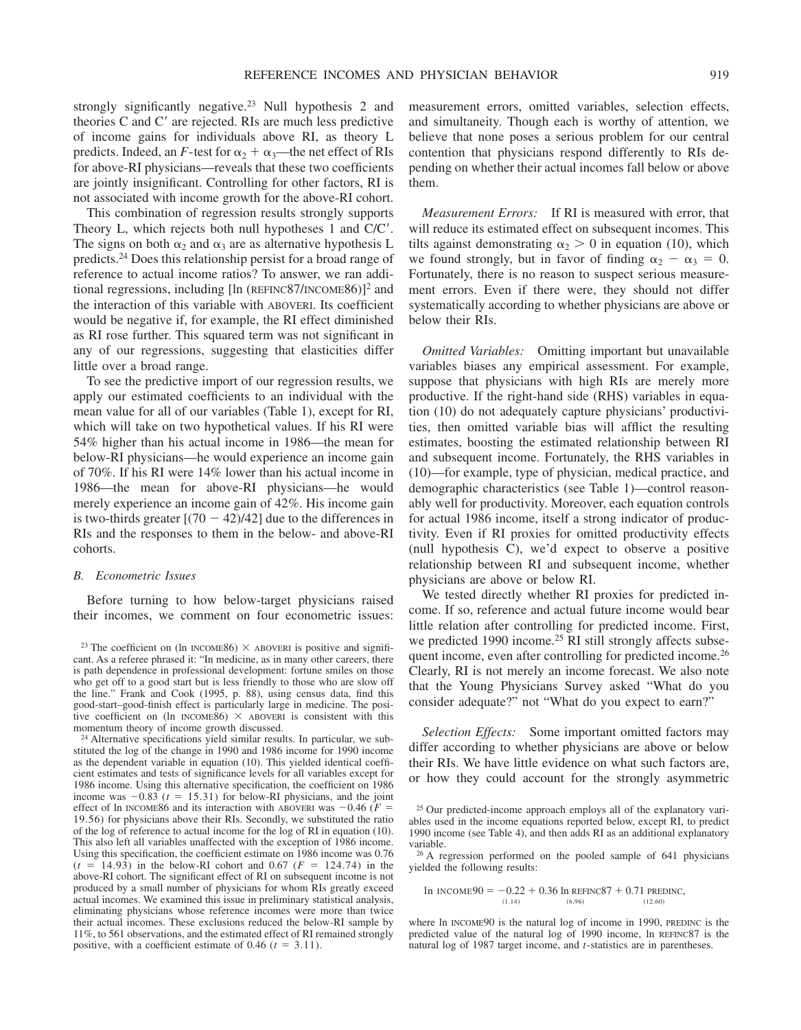strongly significantly negative.[23] Null hypothesis 2 and theories C and C′ are rejected. RIs are much less predictive of income gains for individuals above RI, as theory L predicts. Indeed, an $F$-test for $\alpha_2 + \alpha_3$—the net effect of RIs for above-RI physicians—reveals that these two coefficients are jointly insignificant. Controlling for other factors, RI is not associated with income growth for the above-RI cohort.

This combination of regression results strongly supports Theory L, which rejects both null hypotheses 1 and C/C′. The signs on both $\alpha_2$ and $\alpha_3$ are as alternative hypothesis L predicts.[24] Does this relationship persist for a broad range of reference to actual income ratios? To answer, we ran additional regressions, including [ln (REFINC87/INCOME86)]$^2$ and the interaction of this variable with ABOVERI. Its coefficient would be negative if, for example, the RI effect diminished as RI rose further. This squared term was not significant in any of our regressions, suggesting that elasticities differ little over a broad range.

To see the predictive import of our regression results, we apply our estimated coefficients to an individual with the mean value for all of our variables (Table 1), except for RI, which will take on two hypothetical values. If his RI were 54% higher than his actual income in 1986—the mean for below-RI physicians—he would experience an income gain of 70%. If his RI were 14% lower than his actual income in 1986—the mean for above-RI physicians—he would merely experience an income gain of 42%. His income gain is two-thirds greater [(70 − 42)/42] due to the differences in RIs and the responses to them in the below- and above-RI cohorts.

### B. Econometric Issues

Before turning to how below-target physicians raised their incomes, we comment on four econometric issues: measurement errors, omitted variables, selection effects, and simultaneity. Though each is worthy of attention, we believe that none poses a serious problem for our central contention that physicians respond differently to RIs depending on whether their actual incomes fall below or above them.

*Measurement Errors:* If RI is measured with error, that will reduce its estimated effect on subsequent incomes. This tilts against demonstrating $\alpha_2 > 0$ in equation (10), which we found strongly, but in favor of finding $\alpha_2 - \alpha_3 = 0$. Fortunately, there is no reason to suspect serious measurement errors. Even if there were, they should not differ systematically according to whether physicians are above or below their RIs.

*Omitted Variables:* Omitting important but unavailable variables biases any empirical assessment. For example, suppose that physicians with high RIs are merely more productive. If the right-hand side (RHS) variables in equation (10) do not adequately capture physicians' productivities, then omitted variable bias will afflict the resulting estimates, boosting the estimated relationship between RI and subsequent income. Fortunately, the RHS variables in (10)—for example, type of physician, medical practice, and demographic characteristics (see Table 1)—control reasonably well for productivity. Moreover, each equation controls for actual 1986 income, itself a strong indicator of productivity. Even if RI proxies for omitted productivity effects (null hypothesis C), we'd expect to observe a positive relationship between RI and subsequent income, whether physicians are above or below RI.

We tested directly whether RI proxies for predicted income. If so, reference and actual future income would bear little relation after controlling for predicted income. First, we predicted 1990 income.[25] RI still strongly affects subsequent income, even after controlling for predicted income.[26] Clearly, RI is not merely an income forecast. We also note that the Young Physicians Survey asked "What do you consider adequate?" not "What do you expect to earn?"

*Selection Effects:* Some important omitted factors may differ according to whether physicians are above or below their RIs. We have little evidence on what such factors are, or how they could account for the strongly asymmetric

---

[23] The coefficient on (ln INCOME86) × ABOVERI is positive and significant. As a referee phrased it: "In medicine, as in many other careers, there is path dependence in professional development: fortune smiles on those who get off to a good start but is less friendly to those who are slow off the line." Frank and Cook (1995, p. 88), using census data, find this good-start–good-finish effect is particularly large in medicine. The positive coefficient on (ln INCOME86) × ABOVERI is consistent with this momentum theory of income growth discussed.

[24] Alternative specifications yield similar results. In particular, we substituted the log of the change in 1990 and 1986 income for 1990 income as the dependent variable in equation (10). This yielded identical coefficient estimates and tests of significance levels for all variables except for 1986 income. Using this alternative specification, the coefficient on 1986 income was −0.83 ($t$ = 15.31) for below-RI physicians, and the joint effect of ln INCOME86 and its interaction with ABOVERI was −0.46 ($F$ = 19.56) for physicians above their RIs. Secondly, we substituted the ratio of the log of reference to actual income for the log of RI in equation (10). This also left all variables unaffected with the exception of 1986 income. Using this specification, the coefficient estimate on 1986 income was 0.76 ($t$ = 14.93) in the below-RI cohort and 0.67 ($F$ = 124.74) in the above-RI cohort. The significant effect of RI on subsequent income is not produced by a small number of physicians for whom RIs greatly exceed actual incomes. We examined this issue in preliminary statistical analysis, eliminating physicians whose reference incomes were more than twice their actual incomes. These exclusions reduced the below-RI sample by 11%, to 561 observations, and the estimated effect of RI remained strongly positive, with a coefficient estimate of 0.46 ($t$ = 3.11).

[25] Our predicted-income approach employs all of the explanatory variables used in the income equations reported below, except RI, to predict 1990 income (see Table 4), and then adds RI as an additional explanatory variable.

[26] A regression performed on the pooled sample of 641 physicians yielded the following results:

$$\ln \text{INCOME90} = \underset{(1.14)}{-0.22} + \underset{(6.96)}{0.36} \ln \text{REFINC87} + \underset{(12.60)}{0.71} \text{PREDINC},$$

where ln INCOME90 is the natural log of income in 1990, PREDINC is the predicted value of the natural log of 1990 income, ln REFINC87 is the natural log of 1987 target income, and $t$-statistics are in parentheses.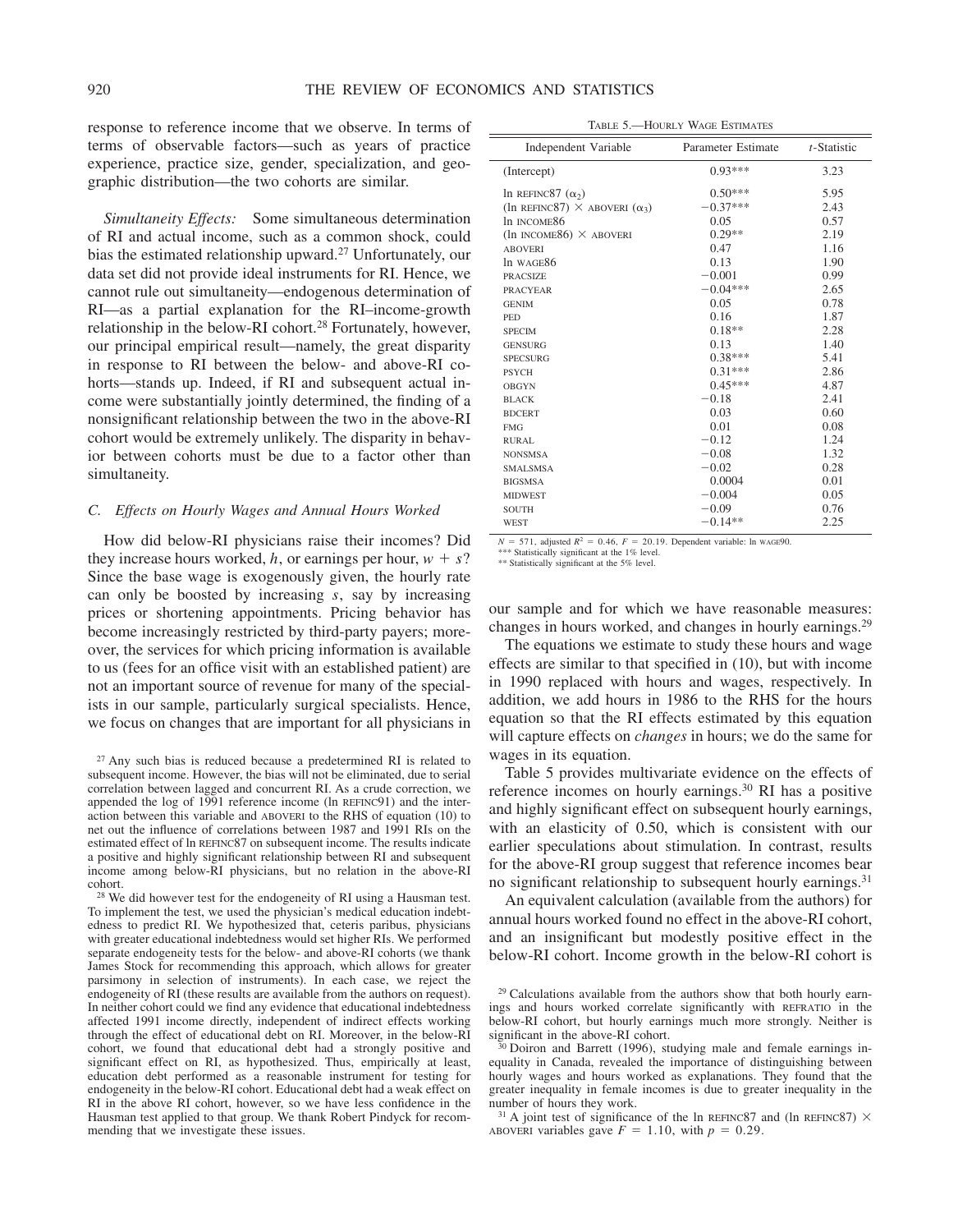response to reference income that we observe. In terms of terms of observable factors—such as years of practice experience, practice size, gender, specialization, and geographic distribution—the two cohorts are similar.

*Simultaneity Effects:* Some simultaneous determination of RI and actual income, such as a common shock, could bias the estimated relationship upward.[27] Unfortunately, our data set did not provide ideal instruments for RI. Hence, we cannot rule out simultaneity—endogenous determination of RI—as a partial explanation for the RI–income-growth relationship in the below-RI cohort.[28] Fortunately, however, our principal empirical result—namely, the great disparity in response to RI between the below- and above-RI cohorts—stands up. Indeed, if RI and subsequent actual income were substantially jointly determined, the finding of a nonsignificant relationship between the two in the above-RI cohort would be extremely unlikely. The disparity in behavior between cohorts must be due to a factor other than simultaneity.

### C. Effects on Hourly Wages and Annual Hours Worked

How did below-RI physicians raise their incomes? Did they increase hours worked, $h$, or earnings per hour, $w + s$? Since the base wage is exogenously given, the hourly rate can only be boosted by increasing $s$, say by increasing prices or shortening appointments. Pricing behavior has become increasingly restricted by third-party payers; moreover, the services for which pricing information is available to us (fees for an office visit with an established patient) are not an important source of revenue for many of the specialists in our sample, particularly surgical specialists. Hence, we focus on changes that are important for all physicians in our sample and for which we have reasonable measures: changes in hours worked, and changes in hourly earnings.[29]

The equations we estimate to study these hours and wage effects are similar to that specified in (10), but with income in 1990 replaced with hours and wages, respectively. In addition, we add hours in 1986 to the RHS for the hours equation so that the RI effects estimated by this equation will capture effects on *changes* in hours; we do the same for wages in its equation.

Table 5 provides multivariate evidence on the effects of reference incomes on hourly earnings.[30] RI has a positive and highly significant effect on subsequent hourly earnings, with an elasticity of 0.50, which is consistent with our earlier speculations about stimulation. In contrast, results for the above-RI group suggest that reference incomes bear no significant relationship to subsequent hourly earnings.[31]

An equivalent calculation (available from the authors) for annual hours worked found no effect in the above-RI cohort, and an insignificant but modestly positive effect in the below-RI cohort. Income growth in the below-RI cohort is

TABLE 5.—HOURLY WAGE ESTIMATES

| Independent Variable | Parameter Estimate | $t$-Statistic |
|---|---|---|
| (Intercept) | 0.93*** | 3.23 |
| ln REFINC87 ($\alpha_2$) | 0.50*** | 5.95 |
| (ln REFINC87) × ABOVERI ($\alpha_3$) | −0.37*** | 2.43 |
| ln INCOME86 | 0.05 | 0.57 |
| (ln INCOME86) × ABOVERI | 0.29** | 2.19 |
| ABOVERI | 0.47 | 1.16 |
| ln WAGE86 | 0.13 | 1.90 |
| PRACSIZE | −0.001 | 0.99 |
| PRACYEAR | −0.04*** | 2.65 |
| GENIM | 0.05 | 0.78 |
| PED | 0.16 | 1.87 |
| SPECIM | 0.18** | 2.28 |
| GENSURG | 0.13 | 1.40 |
| SPECSURG | 0.38*** | 5.41 |
| PSYCH | 0.31*** | 2.86 |
| OBGYN | 0.45*** | 4.87 |
| BLACK | −0.18 | 2.41 |
| BDCERT | 0.03 | 0.60 |
| FMG | 0.01 | 0.08 |
| RURAL | −0.12 | 1.24 |
| NONSMSA | −0.08 | 1.32 |
| SMALSMSA | −0.02 | 0.28 |
| BIGSMSA | 0.0004 | 0.01 |
| MIDWEST | −0.004 | 0.05 |
| SOUTH | −0.09 | 0.76 |
| WEST | −0.14** | 2.25 |

$N = 571$, adjusted $R^2 = 0.46$, $F = 20.19$. Dependent variable: ln WAGE90.
*** Statistically significant at the 1% level.
** Statistically significant at the 5% level.

---

[27] Any such bias is reduced because a predetermined RI is related to subsequent income. However, the bias will not be eliminated, due to serial correlation between lagged and concurrent RI. As a crude correction, we appended the log of 1991 reference income (ln REFINC91) and the interaction between this variable and ABOVERI to the RHS of equation (10) to net out the influence of correlations between 1987 and 1991 RIs on the estimated effect of ln REFINC87 on subsequent income. The results indicate a positive and highly significant relationship between RI and subsequent income among below-RI physicians, but no relation in the above-RI cohort.

[28] We did however test for the endogeneity of RI using a Hausman test. To implement the test, we used the physician's medical education indebtedness to predict RI. We hypothesized that, ceteris paribus, physicians with greater educational indebtedness would set higher RIs. We performed separate endogeneity tests for the below- and above-RI cohorts (we thank James Stock for recommending this approach, which allows for greater parsimony in selection of instruments). In each case, we reject the endogeneity of RI (these results are available from the authors on request). In neither cohort could we find any evidence that educational indebtedness affected 1991 income directly, independent of indirect effects working through the effect of educational debt on RI. Moreover, in the below-RI cohort, we found that educational debt had a strongly positive and significant effect on RI, as hypothesized. Thus, empirically at least, education debt performed as a reasonable instrument for testing for endogeneity in the below-RI cohort. Educational debt had a weak effect on RI in the above RI cohort, however, so we have less confidence in the Hausman test applied to that group. We thank Robert Pindyck for recommending that we investigate these issues.

[29] Calculations available from the authors show that both hourly earnings and hours worked correlate significantly with REFRATIO in the below-RI cohort, but hourly earnings much more strongly. Neither is significant in the above-RI cohort.

[30] Doiron and Barrett (1996), studying male and female earnings inequality in Canada, revealed the importance of distinguishing between hourly wages and hours worked as explanations. They found that the greater inequality in female incomes is due to greater inequality in the number of hours they work.

[31] A joint test of significance of the ln REFINC87 and (ln REFINC87) × ABOVERI variables gave $F = 1.10$, with $p = 0.29$.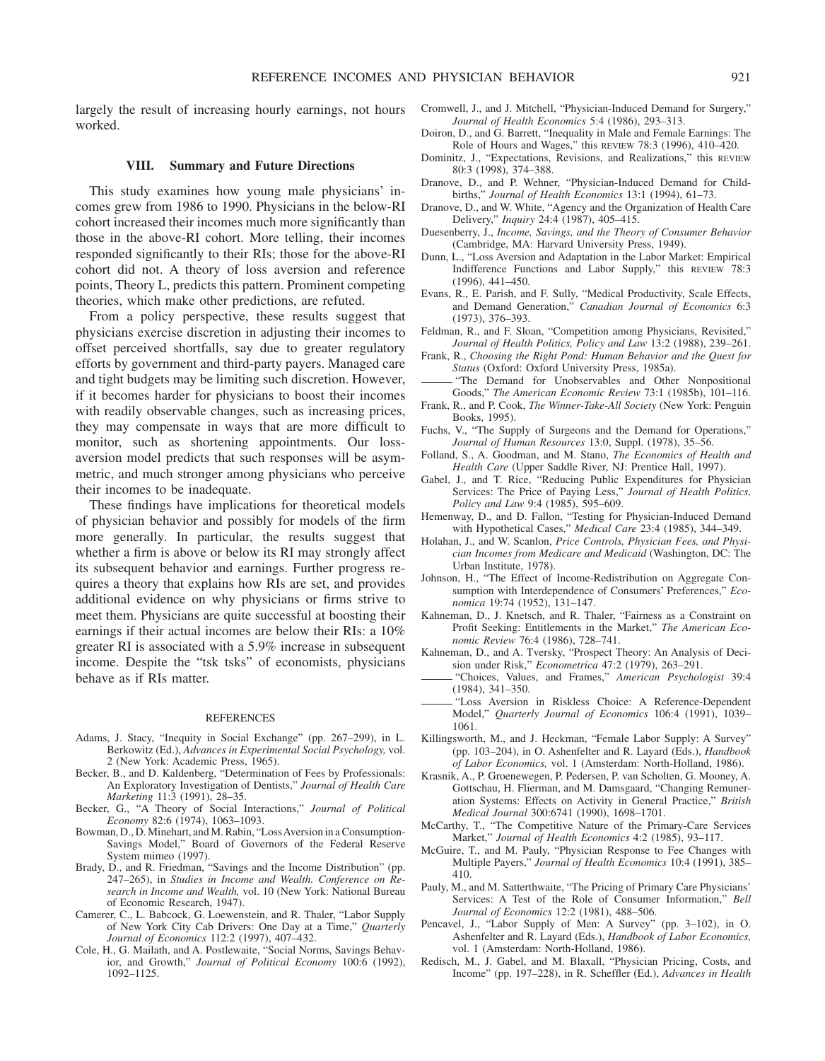largely the result of increasing hourly earnings, not hours worked.

## VIII. Summary and Future Directions

This study examines how young male physicians' incomes grew from 1986 to 1990. Physicians in the below-RI cohort increased their incomes much more significantly than those in the above-RI cohort. More telling, their incomes responded significantly to their RIs; those for the above-RI cohort did not. A theory of loss aversion and reference points, Theory L, predicts this pattern. Prominent competing theories, which make other predictions, are refuted.

From a policy perspective, these results suggest that physicians exercise discretion in adjusting their incomes to offset perceived shortfalls, say due to greater regulatory efforts by government and third-party payers. Managed care and tight budgets may be limiting such discretion. However, if it becomes harder for physicians to boost their incomes with readily observable changes, such as increasing prices, they may compensate in ways that are more difficult to monitor, such as shortening appointments. Our loss-aversion model predicts that such responses will be asymmetric, and much stronger among physicians who perceive their incomes to be inadequate.

These findings have implications for theoretical models of physician behavior and possibly for models of the firm more generally. In particular, the results suggest that whether a firm is above or below its RI may strongly affect its subsequent behavior and earnings. Further progress requires a theory that explains how RIs are set, and provides additional evidence on why physicians or firms strive to meet them. Physicians are quite successful at boosting their earnings if their actual incomes are below their RIs: a 10% greater RI is associated with a 5.9% increase in subsequent income. Despite the "tsk tsks" of economists, physicians behave as if RIs matter.

## REFERENCES

Adams, J. Stacy, "Inequity in Social Exchange" (pp. 267–299), in L. Berkowitz (Ed.), *Advances in Experimental Social Psychology,* vol. 2 (New York: Academic Press, 1965).

Becker, B., and D. Kaldenberg, "Determination of Fees by Professionals: An Exploratory Investigation of Dentists," *Journal of Health Care Marketing* 11:3 (1991), 28–35.

Becker, G., "A Theory of Social Interactions," *Journal of Political Economy* 82:6 (1974), 1063–1093.

Bowman, D., D. Minehart, and M. Rabin, "Loss Aversion in a Consumption-Savings Model," Board of Governors of the Federal Reserve System mimeo (1997).

Brady, D., and R. Friedman, "Savings and the Income Distribution" (pp. 247–265), in *Studies in Income and Wealth. Conference on Research in Income and Wealth,* vol. 10 (New York: National Bureau of Economic Research, 1947).

Camerer, C., L. Babcock, G. Loewenstein, and R. Thaler, "Labor Supply of New York City Cab Drivers: One Day at a Time," *Quarterly Journal of Economics* 112:2 (1997), 407–432.

Cole, H., G. Mailath, and A. Postlewaite, "Social Norms, Savings Behavior, and Growth," *Journal of Political Economy* 100:6 (1992), 1092–1125.

Cromwell, J., and J. Mitchell, "Physician-Induced Demand for Surgery," *Journal of Health Economics* 5:4 (1986), 293–313.

Doiron, D., and G. Barrett, "Inequality in Male and Female Earnings: The Role of Hours and Wages," this REVIEW 78:3 (1996), 410–420.

Dominitz, J., "Expectations, Revisions, and Realizations," this REVIEW 80:3 (1998), 374–388.

Dranove, D., and P. Wehner, "Physician-Induced Demand for Childbirths," *Journal of Health Economics* 13:1 (1994), 61–73.

Dranove, D., and W. White, "Agency and the Organization of Health Care Delivery," *Inquiry* 24:4 (1987), 405–415.

Duesenberry, J., *Income, Savings, and the Theory of Consumer Behavior* (Cambridge, MA: Harvard University Press, 1949).

Dunn, L., "Loss Aversion and Adaptation in the Labor Market: Empirical Indifference Functions and Labor Supply," this REVIEW 78:3 (1996), 441–450.

Evans, R., E. Parish, and F. Sully, "Medical Productivity, Scale Effects, and Demand Generation," *Canadian Journal of Economics* 6:3 (1973), 376–393.

Feldman, R., and F. Sloan, "Competition among Physicians, Revisited," *Journal of Health Politics, Policy and Law* 13:2 (1988), 239–261.

Frank, R., *Choosing the Right Pond: Human Behavior and the Quest for Status* (Oxford: Oxford University Press, 1985a).

——— "The Demand for Unobservables and Other Nonpositional Goods," *The American Economic Review* 73:1 (1985b), 101–116.

Frank, R., and P. Cook, *The Winner-Take-All Society* (New York: Penguin Books, 1995).

Fuchs, V., "The Supply of Surgeons and the Demand for Operations," *Journal of Human Resources* 13:0, Suppl. (1978), 35–56.

Folland, S., A. Goodman, and M. Stano, *The Economics of Health and Health Care* (Upper Saddle River, NJ: Prentice Hall, 1997).

Gabel, J., and T. Rice, "Reducing Public Expenditures for Physician Services: The Price of Paying Less," *Journal of Health Politics, Policy and Law* 9:4 (1985), 595–609.

Hemenway, D., and D. Fallon, "Testing for Physician-Induced Demand with Hypothetical Cases," *Medical Care* 23:4 (1985), 344–349.

Holahan, J., and W. Scanlon, *Price Controls, Physician Fees, and Physician Incomes from Medicare and Medicaid* (Washington, DC: The Urban Institute, 1978).

Johnson, H., "The Effect of Income-Redistribution on Aggregate Consumption with Interdependence of Consumers' Preferences," *Economica* 19:74 (1952), 131–147.

Kahneman, D., J. Knetsch, and R. Thaler, "Fairness as a Constraint on Profit Seeking: Entitlements in the Market," *The American Economic Review* 76:4 (1986), 728–741.

Kahneman, D., and A. Tversky, "Prospect Theory: An Analysis of Decision under Risk," *Econometrica* 47:2 (1979), 263–291.

——— "Choices, Values, and Frames," *American Psychologist* 39:4 (1984), 341–350.

——— "Loss Aversion in Riskless Choice: A Reference-Dependent Model," *Quarterly Journal of Economics* 106:4 (1991), 1039–1061.

Killingsworth, M., and J. Heckman, "Female Labor Supply: A Survey" (pp. 103–204), in O. Ashenfelter and R. Layard (Eds.), *Handbook of Labor Economics,* vol. 1 (Amsterdam: North-Holland, 1986).

Krasnik, A., P. Groenewegen, P. Pedersen, P. van Scholten, G. Mooney, A. Gottschau, H. Flierman, and M. Damsgaard, "Changing Remuneration Systems: Effects on Activity in General Practice," *British Medical Journal* 300:6741 (1990), 1698–1701.

McCarthy, T., "The Competitive Nature of the Primary-Care Services Market," *Journal of Health Economics* 4:2 (1985), 93–117.

McGuire, T., and M. Pauly, "Physician Response to Fee Changes with Multiple Payers," *Journal of Health Economics* 10:4 (1991), 385–410.

Pauly, M., and M. Satterthwaite, "The Pricing of Primary Care Physicians' Services: A Test of the Role of Consumer Information," *Bell Journal of Economics* 12:2 (1981), 488–506.

Pencavel, J., "Labor Supply of Men: A Survey" (pp. 3–102), in O. Ashenfelter and R. Layard (Eds.), *Handbook of Labor Economics,* vol. 1 (Amsterdam: North-Holland, 1986).

Redisch, M., J. Gabel, and M. Blaxall, "Physician Pricing, Costs, and Income" (pp. 197–228), in R. Scheffler (Ed.), *Advances in Health*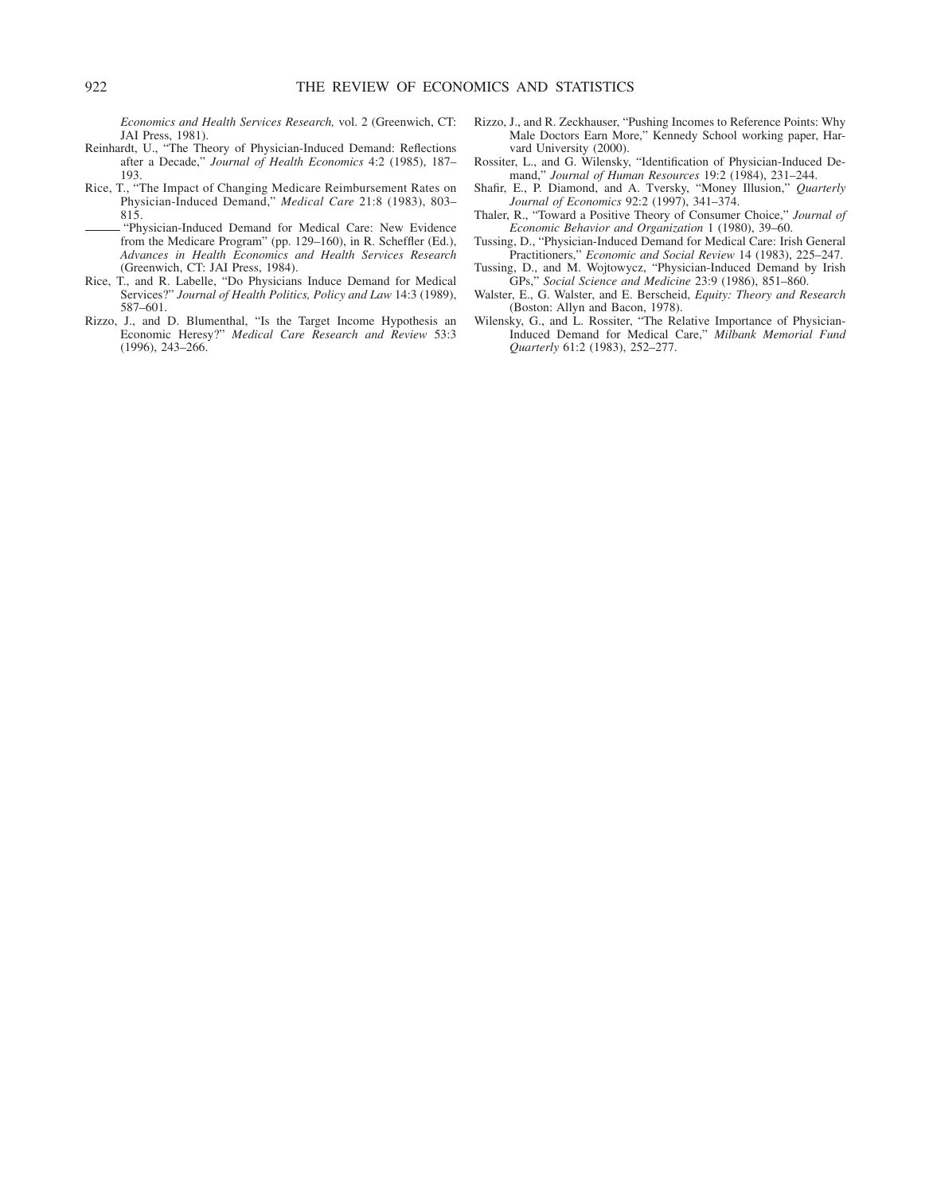*Economics and Health Services Research,* vol. 2 (Greenwich, CT: JAI Press, 1981).

Reinhardt, U., "The Theory of Physician-Induced Demand: Reflections after a Decade," *Journal of Health Economics* 4:2 (1985), 187–193.

Rice, T., "The Impact of Changing Medicare Reimbursement Rates on Physician-Induced Demand," *Medical Care* 21:8 (1983), 803–815.

——— "Physician-Induced Demand for Medical Care: New Evidence from the Medicare Program" (pp. 129–160), in R. Scheffler (Ed.), *Advances in Health Economics and Health Services Research* (Greenwich, CT: JAI Press, 1984).

Rice, T., and R. Labelle, "Do Physicians Induce Demand for Medical Services?" *Journal of Health Politics, Policy and Law* 14:3 (1989), 587–601.

Rizzo, J., and D. Blumenthal, "Is the Target Income Hypothesis an Economic Heresy?" *Medical Care Research and Review* 53:3 (1996), 243–266.

Rizzo, J., and R. Zeckhauser, "Pushing Incomes to Reference Points: Why Male Doctors Earn More," Kennedy School working paper, Harvard University (2000).

Rossiter, L., and G. Wilensky, "Identification of Physician-Induced Demand," *Journal of Human Resources* 19:2 (1984), 231–244.

Shafir, E., P. Diamond, and A. Tversky, "Money Illusion," *Quarterly Journal of Economics* 92:2 (1997), 341–374.

Thaler, R., "Toward a Positive Theory of Consumer Choice," *Journal of Economic Behavior and Organization* 1 (1980), 39–60.

Tussing, D., "Physician-Induced Demand for Medical Care: Irish General Practitioners," *Economic and Social Review* 14 (1983), 225–247.

Tussing, D., and M. Wojtowycz, "Physician-Induced Demand by Irish GPs," *Social Science and Medicine* 23:9 (1986), 851–860.

Walster, E., G. Walster, and E. Berscheid, *Equity: Theory and Research* (Boston: Allyn and Bacon, 1978).

Wilensky, G., and L. Rossiter, "The Relative Importance of Physician-Induced Demand for Medical Care," *Milbank Memorial Fund Quarterly* 61:2 (1983), 252–277.